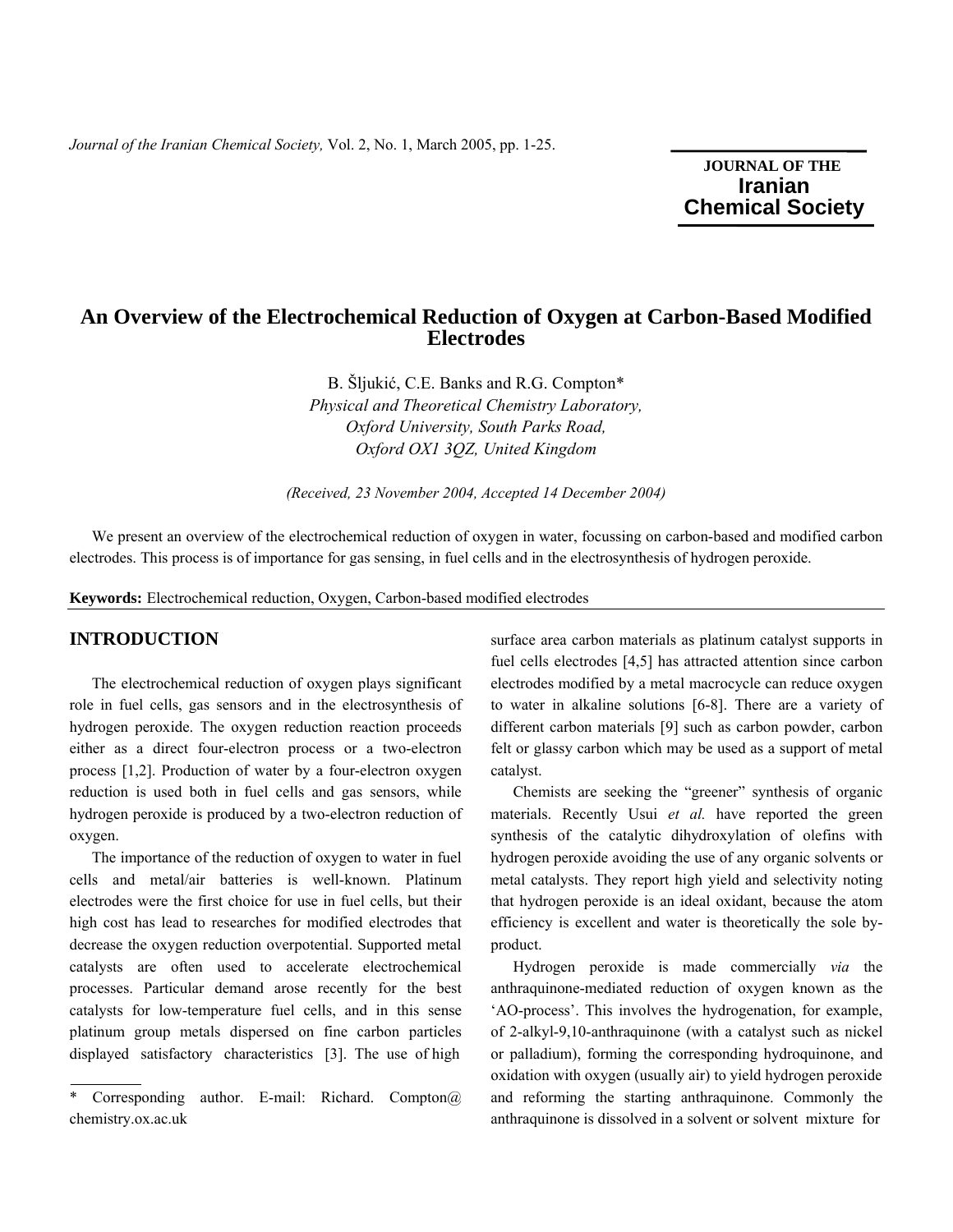# An Overview of the Electrochemical Reduction of Oxygen at Carbon-Based Modified Electrodes

B. Šljukić, C.E. Banks and R.G. Compton*

*Physical and Theoretical Chemistry Laboratory, Oxford University, South Parks Road, Oxford OX1 3QZ, United Kingdom*

*(Received, 23 November 2004, Accepted 14 December 2004)*

We present an overview of the electrochemical reduction of oxygen in water, focussing on carbon-based and modified carbon electrodes. This process is of importance for gas sensing, in fuel cells and in the electrosynthesis of hydrogen peroxide.

**Keywords:** Electrochemical reduction, Oxygen, Carbon-based modified electrodes

## INTRODUCTION

The electrochemical reduction of oxygen plays significant role in fuel cells, gas sensors and in the electrosynthesis of hydrogen peroxide. The oxygen reduction reaction proceeds either as a direct four-electron process or a two-electron process [1,2]. Production of water by a four-electron oxygen reduction is used both in fuel cells and gas sensors, while hydrogen peroxide is produced by a two-electron reduction of oxygen.

The importance of the reduction of oxygen to water in fuel cells and metal/air batteries is well-known. Platinum electrodes were the first choice for use in fuel cells, but their high cost has lead to researches for modified electrodes that decrease the oxygen reduction overpotential. Supported metal catalysts are often used to accelerate electrochemical processes. Particular demand arose recently for the best catalysts for low-temperature fuel cells, and in this sense platinum group metals dispersed on fine carbon particles displayed satisfactory characteristics [3]. The use of high surface area carbon materials as platinum catalyst supports in fuel cells electrodes [4,5] has attracted attention since carbon electrodes modified by a metal macrocycle can reduce oxygen to water in alkaline solutions [6-8]. There are a variety of different carbon materials [9] such as carbon powder, carbon felt or glassy carbon which may be used as a support of metal catalyst.

Chemists are seeking the "greener" synthesis of organic materials. Recently Usui *et al.* have reported the green synthesis of the catalytic dihydroxylation of olefins with hydrogen peroxide avoiding the use of any organic solvents or metal catalysts. They report high yield and selectivity noting that hydrogen peroxide is an ideal oxidant, because the atom efficiency is excellent and water is theoretically the sole by-product.

Hydrogen peroxide is made commercially *via* the anthraquinone-mediated reduction of oxygen known as the 'AO-process'. This involves the hydrogenation, for example, of 2-alkyl-9,10-anthraquinone (with a catalyst such as nickel or palladium), forming the corresponding hydroquinone, and oxidation with oxygen (usually air) to yield hydrogen peroxide and reforming the starting anthraquinone. Commonly the anthraquinone is dissolved in a solvent or solvent mixture for

---

\* Corresponding author. E-mail: Richard. Compton@chemistry.ox.ac.uk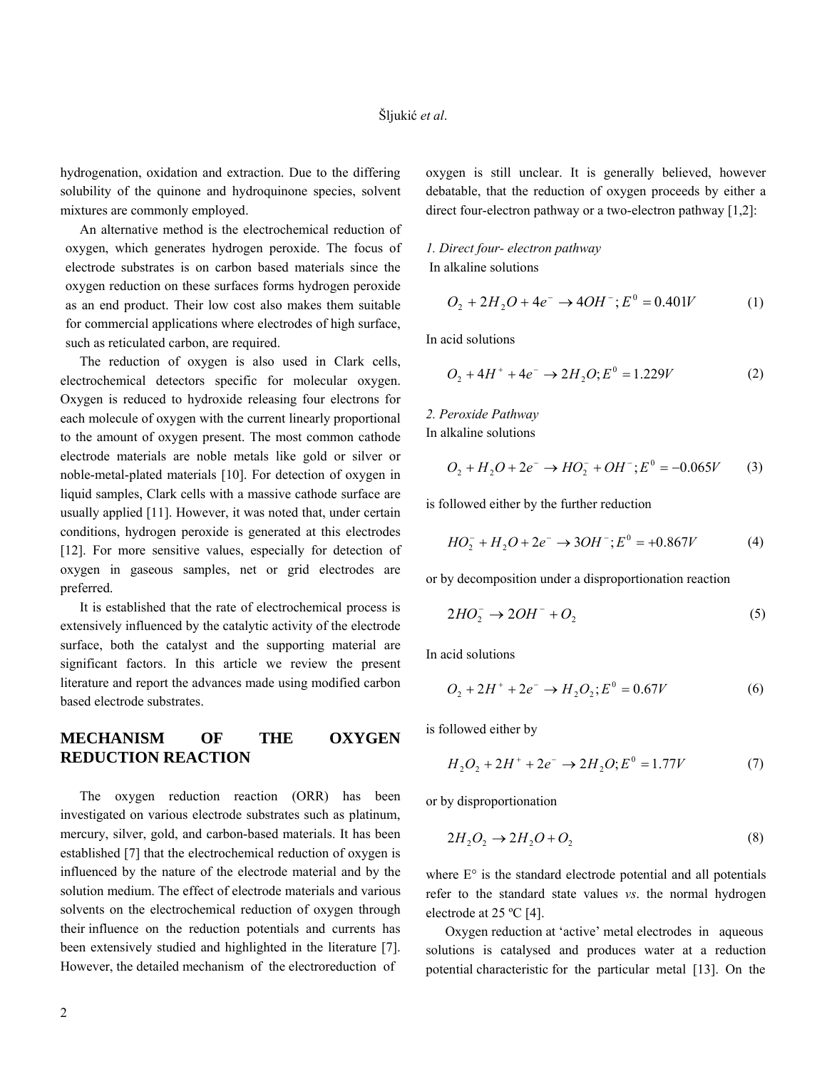hydrogenation, oxidation and extraction. Due to the differing solubility of the quinone and hydroquinone species, solvent mixtures are commonly employed.

An alternative method is the electrochemical reduction of oxygen, which generates hydrogen peroxide. The focus of electrode substrates is on carbon based materials since the oxygen reduction on these surfaces forms hydrogen peroxide as an end product. Their low cost also makes them suitable for commercial applications where electrodes of high surface, such as reticulated carbon, are required.

The reduction of oxygen is also used in Clark cells, electrochemical detectors specific for molecular oxygen. Oxygen is reduced to hydroxide releasing four electrons for each molecule of oxygen with the current linearly proportional to the amount of oxygen present. The most common cathode electrode materials are noble metals like gold or silver or noble-metal-plated materials [10]. For detection of oxygen in liquid samples, Clark cells with a massive cathode surface are usually applied [11]. However, it was noted that, under certain conditions, hydrogen peroxide is generated at this electrodes [12]. For more sensitive values, especially for detection of oxygen in gaseous samples, net or grid electrodes are preferred.

It is established that the rate of electrochemical process is extensively influenced by the catalytic activity of the electrode surface, both the catalyst and the supporting material are significant factors. In this article we review the present literature and report the advances made using modified carbon based electrode substrates.

## MECHANISM OF THE OXYGEN REDUCTION REACTION

The oxygen reduction reaction (ORR) has been investigated on various electrode substrates such as platinum, mercury, silver, gold, and carbon-based materials. It has been established [7] that the electrochemical reduction of oxygen is influenced by the nature of the electrode material and by the solution medium. The effect of electrode materials and various solvents on the electrochemical reduction of oxygen through their influence on the reduction potentials and currents has been extensively studied and highlighted in the literature [7]. However, the detailed mechanism of the electroreduction of oxygen is still unclear. It is generally believed, however debatable, that the reduction of oxygen proceeds by either a direct four-electron pathway or a two-electron pathway [1,2]:

*1. Direct four- electron pathway*

In alkaline solutions

$$O_2 + 2H_2O + 4e^- \rightarrow 4OH^-; E^0 = 0.401V \tag{1}$$

In acid solutions

$$O_2 + 4H^+ + 4e^- \rightarrow 2H_2O; E^0 = 1.229V \tag{2}$$

*2. Peroxide Pathway*

In alkaline solutions

$$O_2 + H_2O + 2e^- \rightarrow HO_2^- + OH^-; E^0 = -0.065V \tag{3}$$

is followed either by the further reduction

$$HO_2^- + H_2O + 2e^- \rightarrow 3OH^-; E^0 = +0.867V \tag{4}$$

or by decomposition under a disproportionation reaction

$$2HO_2^- \rightarrow 2OH^- + O_2 \tag{5}$$

In acid solutions

$$O_2 + 2H^+ + 2e^- \rightarrow H_2O_2; E^0 = 0.67V \tag{6}$$

is followed either by

$$H_2O_2 + 2H^+ + 2e^- \rightarrow 2H_2O; E^0 = 1.77V \tag{7}$$

or by disproportionation

$$2H_2O_2 \rightarrow 2H_2O + O_2 \tag{8}$$

where E° is the standard electrode potential and all potentials refer to the standard state values *vs*. the normal hydrogen electrode at 25 ºC [4].

Oxygen reduction at 'active' metal electrodes in aqueous solutions is catalysed and produces water at a reduction potential characteristic for the particular metal [13]. On the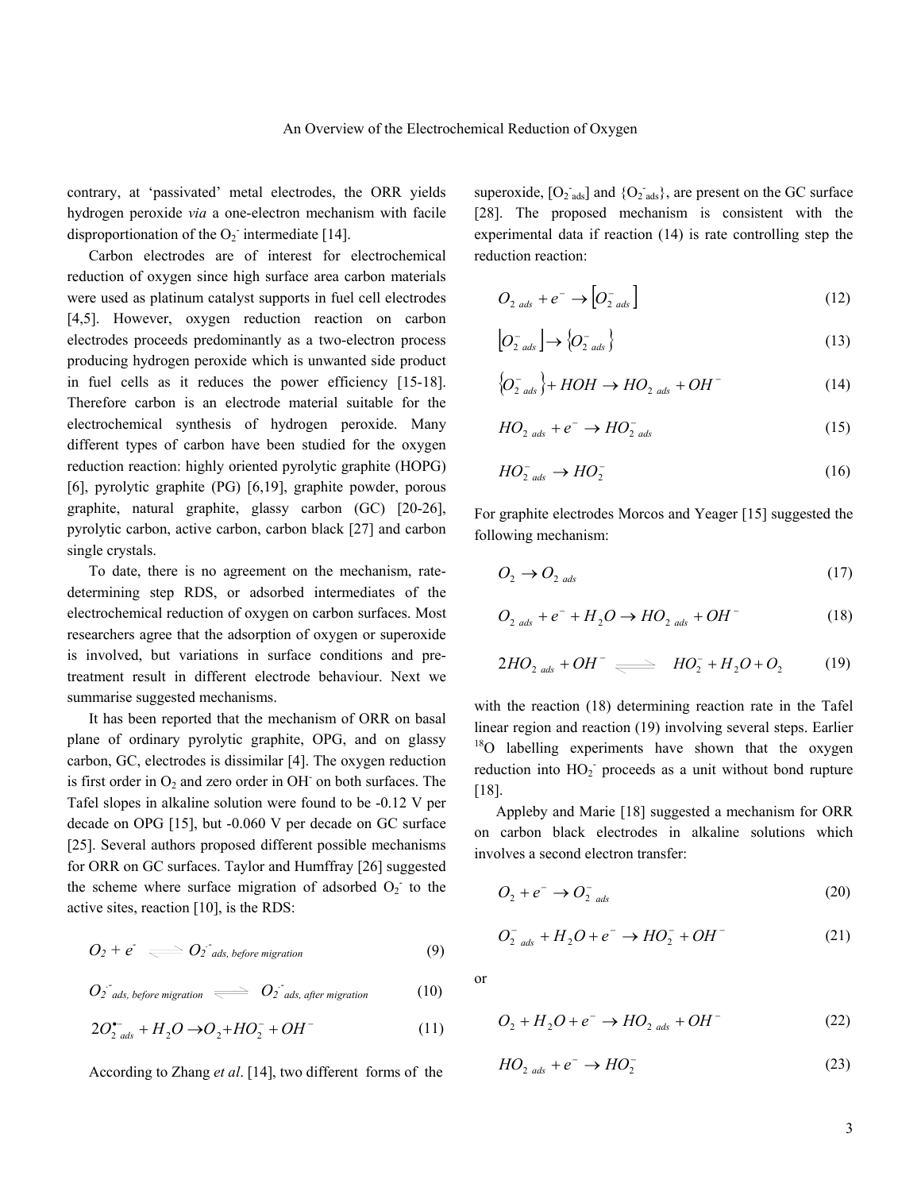contrary, at 'passivated' metal electrodes, the ORR yields hydrogen peroxide *via* a one-electron mechanism with facile disproportionation of the $O_2^-$ intermediate [14].

Carbon electrodes are of interest for electrochemical reduction of oxygen since high surface area carbon materials were used as platinum catalyst supports in fuel cell electrodes [4,5]. However, oxygen reduction reaction on carbon electrodes proceeds predominantly as a two-electron process producing hydrogen peroxide which is unwanted side product in fuel cells as it reduces the power efficiency [15-18]. Therefore carbon is an electrode material suitable for the electrochemical synthesis of hydrogen peroxide. Many different types of carbon have been studied for the oxygen reduction reaction: highly oriented pyrolytic graphite (HOPG) [6], pyrolytic graphite (PG) [6,19], graphite powder, porous graphite, natural graphite, glassy carbon (GC) [20-26], pyrolytic carbon, active carbon, carbon black [27] and carbon single crystals.

To date, there is no agreement on the mechanism, rate-determining step RDS, or adsorbed intermediates of the electrochemical reduction of oxygen on carbon surfaces. Most researchers agree that the adsorption of oxygen or superoxide is involved, but variations in surface conditions and pre-treatment result in different electrode behaviour. Next we summarise suggested mechanisms.

It has been reported that the mechanism of ORR on basal plane of ordinary pyrolytic graphite, OPG, and on glassy carbon, GC, electrodes is dissimilar [4]. The oxygen reduction is first order in $O_2$ and zero order in $OH^-$ on both surfaces. The Tafel slopes in alkaline solution were found to be -0.12 V per decade on OPG [15], but -0.060 V per decade on GC surface [25]. Several authors proposed different possible mechanisms for ORR on GC surfaces. Taylor and Humffray [26] suggested the scheme where surface migration of adsorbed $O_2^-$ to the active sites, reaction [10], is the RDS:

$$O_2 + e^- \rightleftharpoons O_{2\ ads,\ before\ migration}^{\cdot -} \tag{9}$$

$$O_{2\ ads,\ before\ migration}^{\cdot -} \rightleftharpoons O_{2\ ads,\ after\ migration}^{\cdot -} \tag{10}$$

$$2O_{2\ ads}^{\bullet -} + H_2O \rightarrow O_2 + HO_2^- + OH^- \tag{11}$$

According to Zhang *et al*. [14], two different forms of the superoxide, $[O_{2\ ads}^-]$ and $\{O_{2\ ads}^-\}$, are present on the GC surface [28]. The proposed mechanism is consistent with the experimental data if reaction (14) is rate controlling step the reduction reaction:

$$O_{2\ ads} + e^- \rightarrow \left[O_{2\ ads}^-\right] \tag{12}$$

$$\left[O_{2\ ads}^-\right] \rightarrow \left\{O_{2\ ads}^-\right\} \tag{13}$$

$$\left\{O_{2\ ads}^-\right\} + HOH \rightarrow HO_{2\ ads} + OH^- \tag{14}$$

$$HO_{2\ ads} + e^- \rightarrow HO_{2\ ads}^- \tag{15}$$

$$HO_{2\ ads}^- \rightarrow HO_2^- \tag{16}$$

For graphite electrodes Morcos and Yeager [15] suggested the following mechanism:

$$O_2 \rightarrow O_{2\ ads} \tag{17}$$

$$O_{2\ ads} + e^- + H_2O \rightarrow HO_{2\ ads} + OH^- \tag{18}$$

$$2HO_{2\ ads} + OH^- \rightleftharpoons HO_2^- + H_2O + O_2 \tag{19}$$

with the reaction (18) determining reaction rate in the Tafel linear region and reaction (19) involving several steps. Earlier $^{18}O$ labelling experiments have shown that the oxygen reduction into $HO_2^-$ proceeds as a unit without bond rupture [18].

Appleby and Marie [18] suggested a mechanism for ORR on carbon black electrodes in alkaline solutions which involves a second electron transfer:

$$O_2 + e^- \rightarrow O_{2\ ads}^- \tag{20}$$

$$O_{2\ ads}^- + H_2O + e^- \rightarrow HO_2^- + OH^- \tag{21}$$

or

$$O_2 + H_2O + e^- \rightarrow HO_{2\ ads} + OH^- \tag{22}$$

$$HO_{2\ ads} + e^- \rightarrow HO_2^- \tag{23}$$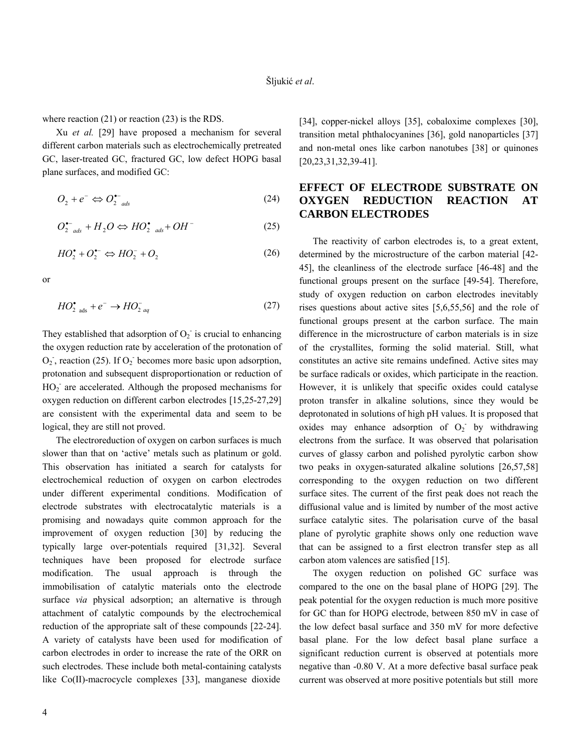where reaction (21) or reaction (23) is the RDS.

Xu *et al.* [29] have proposed a mechanism for several different carbon materials such as electrochemically pretreated GC, laser-treated GC, fractured GC, low defect HOPG basal plane surfaces, and modified GC:

$$O_2 + e^- \Leftrightarrow O_{2\ ads}^{\bullet -} \tag{24}$$

$$O_{2\ ads}^{\bullet -} + H_2O \Leftrightarrow HO_{2\ ads}^{\bullet} + OH^- \tag{25}$$

$$HO_2^{\bullet} + O_2^{\bullet -} \Leftrightarrow HO_2^- + O_2 \tag{26}$$

or

$$HO_{2\ \mathrm{ads}}^{\bullet} + e^- \rightarrow HO_{2\ aq}^- \tag{27}$$

They established that adsorption of $O_2^-$ is crucial to enhancing the oxygen reduction rate by acceleration of the protonation of $O_2^-$, reaction (25). If $O_2^-$ becomes more basic upon adsorption, protonation and subsequent disproportionation or reduction of $HO_2^-$ are accelerated. Although the proposed mechanisms for oxygen reduction on different carbon electrodes [15,25-27,29] are consistent with the experimental data and seem to be logical, they are still not proved.

The electroreduction of oxygen on carbon surfaces is much slower than that on 'active' metals such as platinum or gold. This observation has initiated a search for catalysts for electrochemical reduction of oxygen on carbon electrodes under different experimental conditions. Modification of electrode substrates with electrocatalytic materials is a promising and nowadays quite common approach for the improvement of oxygen reduction [30] by reducing the typically large over-potentials required [31,32]. Several techniques have been proposed for electrode surface modification. The usual approach is through the immobilisation of catalytic materials onto the electrode surface *via* physical adsorption; an alternative is through attachment of catalytic compounds by the electrochemical reduction of the appropriate salt of these compounds [22-24]. A variety of catalysts have been used for modification of carbon electrodes in order to increase the rate of the ORR on such electrodes. These include both metal-containing catalysts like Co(II)-macrocycle complexes [33], manganese dioxide [34], copper-nickel alloys [35], cobaloxime complexes [30], transition metal phthalocyanines [36], gold nanoparticles [37] and non-metal ones like carbon nanotubes [38] or quinones [20,23,31,32,39-41].

## EFFECT OF ELECTRODE SUBSTRATE ON OXYGEN REDUCTION REACTION AT CARBON ELECTRODES

The reactivity of carbon electrodes is, to a great extent, determined by the microstructure of the carbon material [42-45], the cleanliness of the electrode surface [46-48] and the functional groups present on the surface [49-54]. Therefore, study of oxygen reduction on carbon electrodes inevitably rises questions about active sites [5,6,55,56] and the role of functional groups present at the carbon surface. The main difference in the microstructure of carbon materials is in size of the crystallites, forming the solid material. Still, what constitutes an active site remains undefined. Active sites may be surface radicals or oxides, which participate in the reaction. However, it is unlikely that specific oxides could catalyse proton transfer in alkaline solutions, since they would be deprotonated in solutions of high pH values. It is proposed that oxides may enhance adsorption of $O_2^-$ by withdrawing electrons from the surface. It was observed that polarisation curves of glassy carbon and polished pyrolytic carbon show two peaks in oxygen-saturated alkaline solutions [26,57,58] corresponding to the oxygen reduction on two different surface sites. The current of the first peak does not reach the diffusional value and is limited by number of the most active surface catalytic sites. The polarisation curve of the basal plane of pyrolytic graphite shows only one reduction wave that can be assigned to a first electron transfer step as all carbon atom valences are satisfied [15].

The oxygen reduction on polished GC surface was compared to the one on the basal plane of HOPG [29]. The peak potential for the oxygen reduction is much more positive for GC than for HOPG electrode, between 850 mV in case of the low defect basal surface and 350 mV for more defective basal plane. For the low defect basal plane surface a significant reduction current is observed at potentials more negative than -0.80 V. At a more defective basal surface peak current was observed at more positive potentials but still more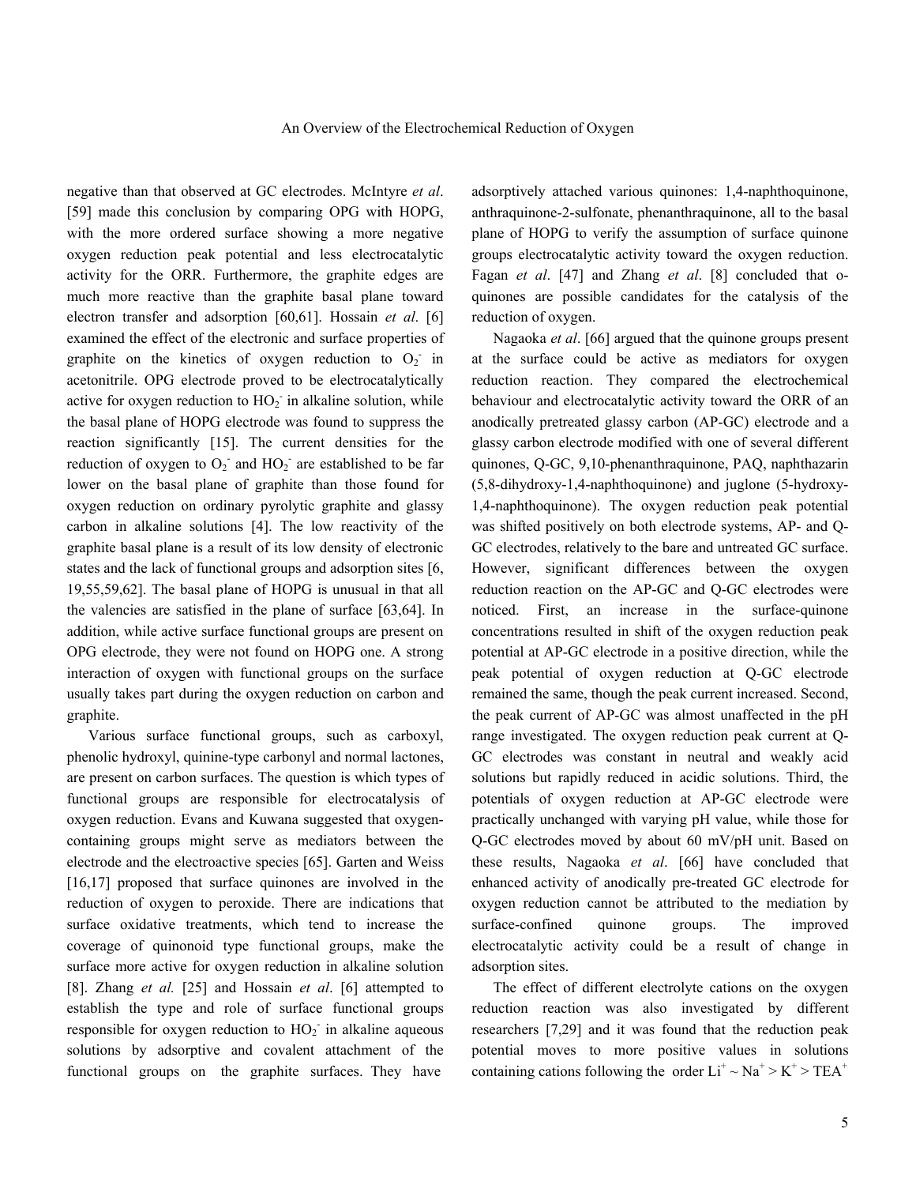negative than that observed at GC electrodes. McIntyre *et al*. [59] made this conclusion by comparing OPG with HOPG, with the more ordered surface showing a more negative oxygen reduction peak potential and less electrocatalytic activity for the ORR. Furthermore, the graphite edges are much more reactive than the graphite basal plane toward electron transfer and adsorption [60,61]. Hossain *et al*. [6] examined the effect of the electronic and surface properties of graphite on the kinetics of oxygen reduction to $O_2^-$ in acetonitrile. OPG electrode proved to be electrocatalytically active for oxygen reduction to $HO_2^-$ in alkaline solution, while the basal plane of HOPG electrode was found to suppress the reaction significantly [15]. The current densities for the reduction of oxygen to $O_2^-$ and $HO_2^-$ are established to be far lower on the basal plane of graphite than those found for oxygen reduction on ordinary pyrolytic graphite and glassy carbon in alkaline solutions [4]. The low reactivity of the graphite basal plane is a result of its low density of electronic states and the lack of functional groups and adsorption sites [6, 19,55,59,62]. The basal plane of HOPG is unusual in that all the valencies are satisfied in the plane of surface [63,64]. In addition, while active surface functional groups are present on OPG electrode, they were not found on HOPG one. A strong interaction of oxygen with functional groups on the surface usually takes part during the oxygen reduction on carbon and graphite.

Various surface functional groups, such as carboxyl, phenolic hydroxyl, quinine-type carbonyl and normal lactones, are present on carbon surfaces. The question is which types of functional groups are responsible for electrocatalysis of oxygen reduction. Evans and Kuwana suggested that oxygen-containing groups might serve as mediators between the electrode and the electroactive species [65]. Garten and Weiss [16,17] proposed that surface quinones are involved in the reduction of oxygen to peroxide. There are indications that surface oxidative treatments, which tend to increase the coverage of quinonoid type functional groups, make the surface more active for oxygen reduction in alkaline solution [8]. Zhang *et al.* [25] and Hossain *et al*. [6] attempted to establish the type and role of surface functional groups responsible for oxygen reduction to $HO_2^-$ in alkaline aqueous solutions by adsorptive and covalent attachment of the functional groups on the graphite surfaces. They have adsorptively attached various quinones: 1,4-naphthoquinone, anthraquinone-2-sulfonate, phenanthraquinone, all to the basal plane of HOPG to verify the assumption of surface quinone groups electrocatalytic activity toward the oxygen reduction. Fagan *et al*. [47] and Zhang *et al*. [8] concluded that o-quinones are possible candidates for the catalysis of the reduction of oxygen.

Nagaoka *et al*. [66] argued that the quinone groups present at the surface could be active as mediators for oxygen reduction reaction. They compared the electrochemical behaviour and electrocatalytic activity toward the ORR of an anodically pretreated glassy carbon (AP-GC) electrode and a glassy carbon electrode modified with one of several different quinones, Q-GC, 9,10-phenanthraquinone, PAQ, naphthazarin (5,8-dihydroxy-1,4-naphthoquinone) and juglone (5-hydroxy-1,4-naphthoquinone). The oxygen reduction peak potential was shifted positively on both electrode systems, AP- and Q-GC electrodes, relatively to the bare and untreated GC surface. However, significant differences between the oxygen reduction reaction on the AP-GC and Q-GC electrodes were noticed. First, an increase in the surface-quinone concentrations resulted in shift of the oxygen reduction peak potential at AP-GC electrode in a positive direction, while the peak potential of oxygen reduction at Q-GC electrode remained the same, though the peak current increased. Second, the peak current of AP-GC was almost unaffected in the pH range investigated. The oxygen reduction peak current at Q-GC electrodes was constant in neutral and weakly acid solutions but rapidly reduced in acidic solutions. Third, the potentials of oxygen reduction at AP-GC electrode were practically unchanged with varying pH value, while those for Q-GC electrodes moved by about 60 mV/pH unit. Based on these results, Nagaoka *et al*. [66] have concluded that enhanced activity of anodically pre-treated GC electrode for oxygen reduction cannot be attributed to the mediation by surface-confined quinone groups. The improved electrocatalytic activity could be a result of change in adsorption sites.

The effect of different electrolyte cations on the oxygen reduction reaction was also investigated by different researchers [7,29] and it was found that the reduction peak potential moves to more positive values in solutions containing cations following the order $Li^+ \sim Na^+ > K^+ > TEA^+$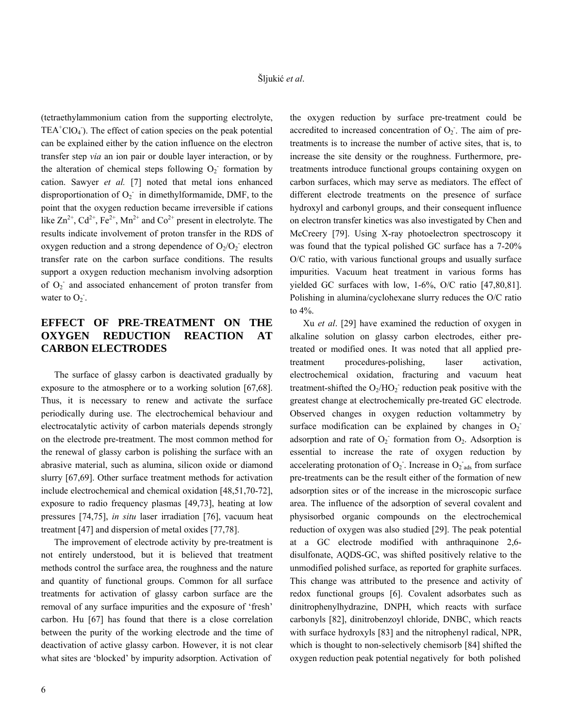(tetraethylammonium cation from the supporting electrolyte, $TEA^+ClO_4^-$). The effect of cation species on the peak potential can be explained either by the cation influence on the electron transfer step *via* an ion pair or double layer interaction, or by the alteration of chemical steps following $O_2^-$ formation by cation. Sawyer *et al.* [7] noted that metal ions enhanced disproportionation of $O_2^-$ in dimethylformamide, DMF, to the point that the oxygen reduction became irreversible if cations like $Zn^{2+}$, $Cd^{2+}$, $Fe^{2+}$, $Mn^{2+}$ and $Co^{2+}$ present in electrolyte. The results indicate involvement of proton transfer in the RDS of oxygen reduction and a strong dependence of $O_2/O_2^-$ electron transfer rate on the carbon surface conditions. The results support a oxygen reduction mechanism involving adsorption of $O_2^-$ and associated enhancement of proton transfer from water to $O_2^-$.

## EFFECT OF PRE-TREATMENT ON THE OXYGEN REDUCTION REACTION AT CARBON ELECTRODES

The surface of glassy carbon is deactivated gradually by exposure to the atmosphere or to a working solution [67,68]. Thus, it is necessary to renew and activate the surface periodically during use. The electrochemical behaviour and electrocatalytic activity of carbon materials depends strongly on the electrode pre-treatment. The most common method for the renewal of glassy carbon is polishing the surface with an abrasive material, such as alumina, silicon oxide or diamond slurry [67,69]. Other surface treatment methods for activation include electrochemical and chemical oxidation [48,51,70-72], exposure to radio frequency plasmas [49,73], heating at low pressures [74,75], *in situ* laser irradiation [76], vacuum heat treatment [47] and dispersion of metal oxides [77,78].

The improvement of electrode activity by pre-treatment is not entirely understood, but it is believed that treatment methods control the surface area, the roughness and the nature and quantity of functional groups. Common for all surface treatments for activation of glassy carbon surface are the removal of any surface impurities and the exposure of 'fresh' carbon. Hu [67] has found that there is a close correlation between the purity of the working electrode and the time of deactivation of active glassy carbon. However, it is not clear what sites are 'blocked' by impurity adsorption. Activation of the oxygen reduction by surface pre-treatment could be accredited to increased concentration of $O_2^-$. The aim of pre-treatments is to increase the number of active sites, that is, to increase the site density or the roughness. Furthermore, pre-treatments introduce functional groups containing oxygen on carbon surfaces, which may serve as mediators. The effect of different electrode treatments on the presence of surface hydroxyl and carbonyl groups, and their consequent influence on electron transfer kinetics was also investigated by Chen and McCreery [79]. Using X-ray photoelectron spectroscopy it was found that the typical polished GC surface has a 7-20% O/C ratio, with various functional groups and usually surface impurities. Vacuum heat treatment in various forms has yielded GC surfaces with low, 1-6%, O/C ratio [47,80,81]. Polishing in alumina/cyclohexane slurry reduces the O/C ratio to 4%.

Xu *et al*. [29] have examined the reduction of oxygen in alkaline solution on glassy carbon electrodes, either pre-treated or modified ones. It was noted that all applied pre-treatment procedures-polishing, laser activation, electrochemical oxidation, fracturing and vacuum heat treatment-shifted the $O_2/HO_2^-$ reduction peak positive with the greatest change at electrochemically pre-treated GC electrode. Observed changes in oxygen reduction voltammetry by surface modification can be explained by changes in $O_2^-$ adsorption and rate of $O_2^-$ formation from $O_2$. Adsorption is essential to increase the rate of oxygen reduction by accelerating protonation of $O_2^-$. Increase in $O^-_{2\,ads}$ from surface pre-treatments can be the result either of the formation of new adsorption sites or of the increase in the microscopic surface area. The influence of the adsorption of several covalent and physisorbed organic compounds on the electrochemical reduction of oxygen was also studied [29]. The peak potential at a GC electrode modified with anthraquinone 2,6-disulfonate, AQDS-GC, was shifted positively relative to the unmodified polished surface, as reported for graphite surfaces. This change was attributed to the presence and activity of redox functional groups [6]. Covalent adsorbates such as dinitrophenylhydrazine, DNPH, which reacts with surface carbonyls [82], dinitrobenzoyl chloride, DNBC, which reacts with surface hydroxyls [83] and the nitrophenyl radical, NPR, which is thought to non-selectively chemisorb [84] shifted the oxygen reduction peak potential negatively for both polished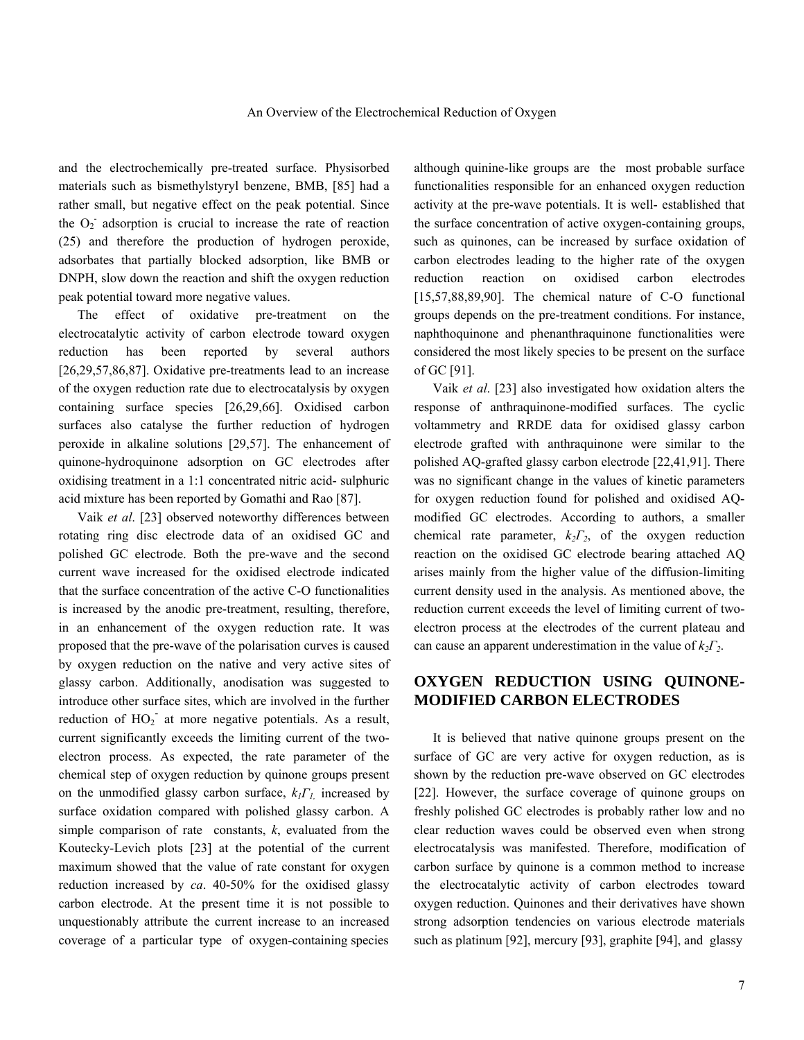and the electrochemically pre-treated surface. Physisorbed materials such as bismethylstyryl benzene, BMB, [85] had a rather small, but negative effect on the peak potential. Since the $O_2^-$ adsorption is crucial to increase the rate of reaction (25) and therefore the production of hydrogen peroxide, adsorbates that partially blocked adsorption, like BMB or DNPH, slow down the reaction and shift the oxygen reduction peak potential toward more negative values.

The effect of oxidative pre-treatment on the electrocatalytic activity of carbon electrode toward oxygen reduction has been reported by several authors [26,29,57,86,87]. Oxidative pre-treatments lead to an increase of the oxygen reduction rate due to electrocatalysis by oxygen containing surface species [26,29,66]. Oxidised carbon surfaces also catalyse the further reduction of hydrogen peroxide in alkaline solutions [29,57]. The enhancement of quinone-hydroquinone adsorption on GC electrodes after oxidising treatment in a 1:1 concentrated nitric acid- sulphuric acid mixture has been reported by Gomathi and Rao [87].

Vaik *et al*. [23] observed noteworthy differences between rotating ring disc electrode data of an oxidised GC and polished GC electrode. Both the pre-wave and the second current wave increased for the oxidised electrode indicated that the surface concentration of the active C-O functionalities is increased by the anodic pre-treatment, resulting, therefore, in an enhancement of the oxygen reduction rate. It was proposed that the pre-wave of the polarisation curves is caused by oxygen reduction on the native and very active sites of glassy carbon. Additionally, anodisation was suggested to introduce other surface sites, which are involved in the further reduction of $HO_2^-$ at more negative potentials. As a result, current significantly exceeds the limiting current of the two-electron process. As expected, the rate parameter of the chemical step of oxygen reduction by quinone groups present on the unmodified glassy carbon surface, $k_1\Gamma_1$, increased by surface oxidation compared with polished glassy carbon. A simple comparison of rate constants, *k*, evaluated from the Koutecky-Levich plots [23] at the potential of the current maximum showed that the value of rate constant for oxygen reduction increased by *ca*. 40-50% for the oxidised glassy carbon electrode. At the present time it is not possible to unquestionably attribute the current increase to an increased coverage of a particular type of oxygen-containing species although quinine-like groups are the most probable surface functionalities responsible for an enhanced oxygen reduction activity at the pre-wave potentials. It is well- established that the surface concentration of active oxygen-containing groups, such as quinones, can be increased by surface oxidation of carbon electrodes leading to the higher rate of the oxygen reduction reaction on oxidised carbon electrodes [15,57,88,89,90]. The chemical nature of C-O functional groups depends on the pre-treatment conditions. For instance, naphthoquinone and phenanthraquinone functionalities were considered the most likely species to be present on the surface of GC [91].

Vaik *et al*. [23] also investigated how oxidation alters the response of anthraquinone-modified surfaces. The cyclic voltammetry and RRDE data for oxidised glassy carbon electrode grafted with anthraquinone were similar to the polished AQ-grafted glassy carbon electrode [22,41,91]. There was no significant change in the values of kinetic parameters for oxygen reduction found for polished and oxidised AQ-modified GC electrodes. According to authors, a smaller chemical rate parameter, $k_2\Gamma_2$, of the oxygen reduction reaction on the oxidised GC electrode bearing attached AQ arises mainly from the higher value of the diffusion-limiting current density used in the analysis. As mentioned above, the reduction current exceeds the level of limiting current of two-electron process at the electrodes of the current plateau and can cause an apparent underestimation in the value of $k_2\Gamma_2$.

## OXYGEN REDUCTION USING QUINONE-MODIFIED CARBON ELECTRODES

It is believed that native quinone groups present on the surface of GC are very active for oxygen reduction, as is shown by the reduction pre-wave observed on GC electrodes [22]. However, the surface coverage of quinone groups on freshly polished GC electrodes is probably rather low and no clear reduction waves could be observed even when strong electrocatalysis was manifested. Therefore, modification of carbon surface by quinone is a common method to increase the electrocatalytic activity of carbon electrodes toward oxygen reduction. Quinones and their derivatives have shown strong adsorption tendencies on various electrode materials such as platinum [92], mercury [93], graphite [94], and glassy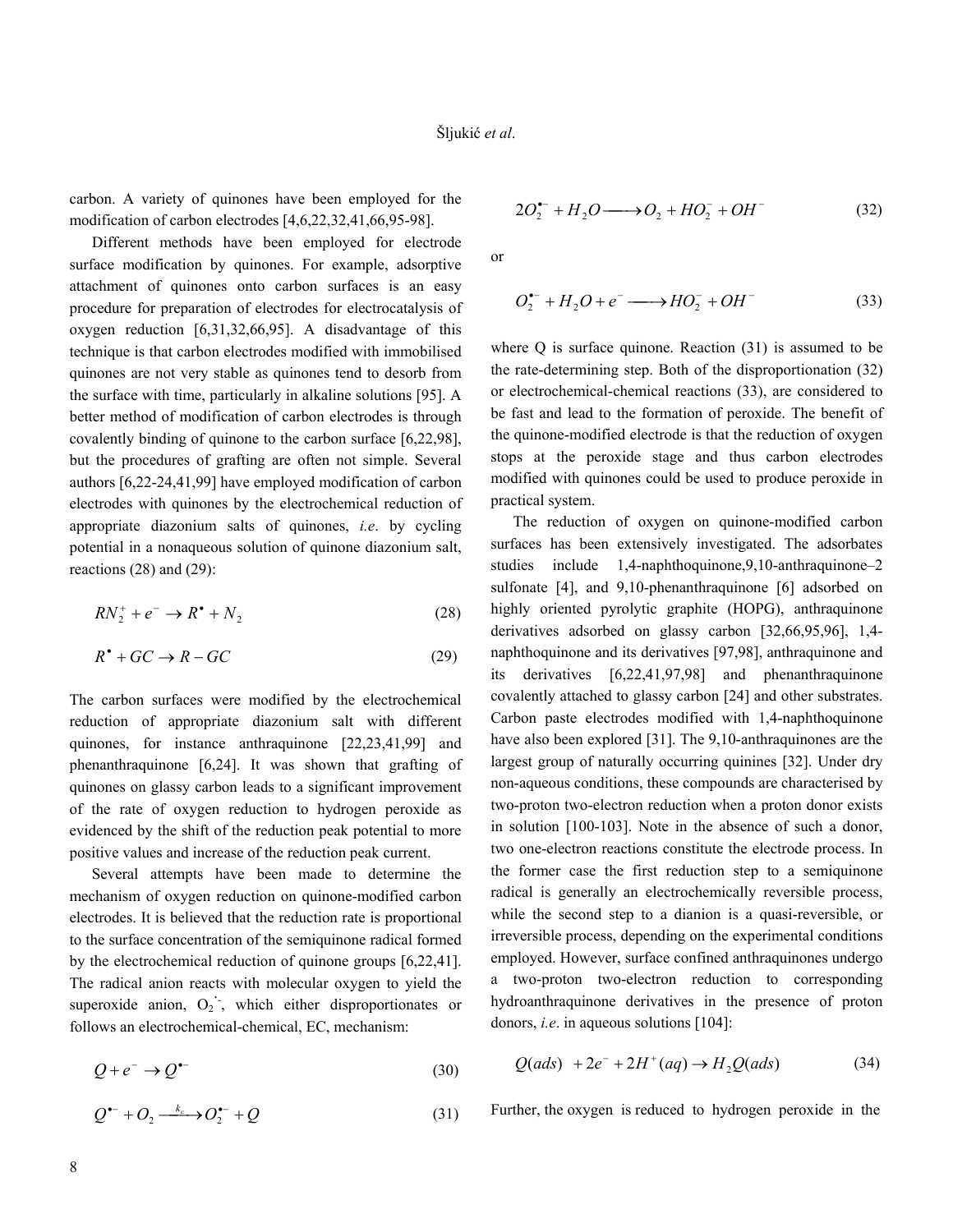carbon. A variety of quinones have been employed for the modification of carbon electrodes [4,6,22,32,41,66,95-98].

Different methods have been employed for electrode surface modification by quinones. For example, adsorptive attachment of quinones onto carbon surfaces is an easy procedure for preparation of electrodes for electrocatalysis of oxygen reduction [6,31,32,66,95]. A disadvantage of this technique is that carbon electrodes modified with immobilised quinones are not very stable as quinones tend to desorb from the surface with time, particularly in alkaline solutions [95]. A better method of modification of carbon electrodes is through covalently binding of quinone to the carbon surface [6,22,98], but the procedures of grafting are often not simple. Several authors [6,22-24,41,99] have employed modification of carbon electrodes with quinones by the electrochemical reduction of appropriate diazonium salts of quinones, *i.e*. by cycling potential in a nonaqueous solution of quinone diazonium salt, reactions (28) and (29):

$$RN_2^+ + e^- \rightarrow R^\bullet + N_2 \tag{28}$$

$$R^\bullet + GC \rightarrow R - GC \tag{29}$$

The carbon surfaces were modified by the electrochemical reduction of appropriate diazonium salt with different quinones, for instance anthraquinone [22,23,41,99] and phenanthraquinone [6,24]. It was shown that grafting of quinones on glassy carbon leads to a significant improvement of the rate of oxygen reduction to hydrogen peroxide as evidenced by the shift of the reduction peak potential to more positive values and increase of the reduction peak current.

Several attempts have been made to determine the mechanism of oxygen reduction on quinone-modified carbon electrodes. It is believed that the reduction rate is proportional to the surface concentration of the semiquinone radical formed by the electrochemical reduction of quinone groups [6,22,41]. The radical anion reacts with molecular oxygen to yield the superoxide anion, $O_2^{\bullet-}$, which either disproportionates or follows an electrochemical-chemical, EC, mechanism:

$$Q + e^- \rightarrow Q^{\bullet -} \tag{30}$$

$$Q^{\bullet -} + O_2 \xrightarrow{k_c} O_2^{\bullet -} + Q \tag{31}$$

$$2O_2^{\bullet -} + H_2O \longrightarrow O_2 + HO_2^- + OH^- \tag{32}$$

or

$$O_2^{\bullet -} + H_2O + e^- \longrightarrow HO_2^- + OH^- \tag{33}$$

where Q is surface quinone. Reaction (31) is assumed to be the rate-determining step. Both of the disproportionation (32) or electrochemical-chemical reactions (33), are considered to be fast and lead to the formation of peroxide. The benefit of the quinone-modified electrode is that the reduction of oxygen stops at the peroxide stage and thus carbon electrodes modified with quinones could be used to produce peroxide in practical system.

The reduction of oxygen on quinone-modified carbon surfaces has been extensively investigated. The adsorbates studies include 1,4-naphthoquinone,9,10-anthraquinone–2 sulfonate [4], and 9,10-phenanthraquinone [6] adsorbed on highly oriented pyrolytic graphite (HOPG), anthraquinone derivatives adsorbed on glassy carbon [32,66,95,96], 1,4-naphthoquinone and its derivatives [97,98], anthraquinone and its derivatives [6,22,41,97,98] and phenanthraquinone covalently attached to glassy carbon [24] and other substrates. Carbon paste electrodes modified with 1,4-naphthoquinone have also been explored [31]. The 9,10-anthraquinones are the largest group of naturally occurring quinines [32]. Under dry non-aqueous conditions, these compounds are characterised by two-proton two-electron reduction when a proton donor exists in solution [100-103]. Note in the absence of such a donor, two one-electron reactions constitute the electrode process. In the former case the first reduction step to a semiquinone radical is generally an electrochemically reversible process, while the second step to a dianion is a quasi-reversible, or irreversible process, depending on the experimental conditions employed. However, surface confined anthraquinones undergo a two-proton two-electron reduction to corresponding hydroanthraquinone derivatives in the presence of proton donors, *i.e*. in aqueous solutions [104]:

$$Q(ads) + 2e^- + 2H^+(aq) \rightarrow H_2Q(ads) \tag{34}$$

Further, the oxygen is reduced to hydrogen peroxide in the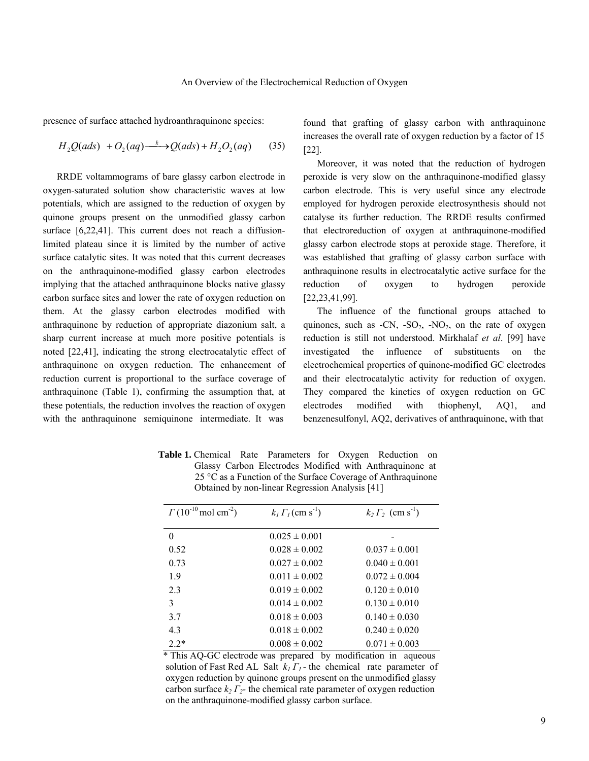presence of surface attached hydroanthraquinone species:

$$H_2Q(ads) + O_2(aq) \xrightarrow{k} Q(ads) + H_2O_2(aq) \quad (35)$$

RRDE voltammograms of bare glassy carbon electrode in oxygen-saturated solution show characteristic waves at low potentials, which are assigned to the reduction of oxygen by quinone groups present on the unmodified glassy carbon surface [6,22,41]. This current does not reach a diffusion-limited plateau since it is limited by the number of active surface catalytic sites. It was noted that this current decreases on the anthraquinone-modified glassy carbon electrodes implying that the attached anthraquinone blocks native glassy carbon surface sites and lower the rate of oxygen reduction on them. At the glassy carbon electrodes modified with anthraquinone by reduction of appropriate diazonium salt, a sharp current increase at much more positive potentials is noted [22,41], indicating the strong electrocatalytic effect of anthraquinone on oxygen reduction. The enhancement of reduction current is proportional to the surface coverage of anthraquinone (Table 1), confirming the assumption that, at these potentials, the reduction involves the reaction of oxygen with the anthraquinone semiquinone intermediate. It was found that grafting of glassy carbon with anthraquinone increases the overall rate of oxygen reduction by a factor of 15 [22].

Moreover, it was noted that the reduction of hydrogen peroxide is very slow on the anthraquinone-modified glassy carbon electrode. This is very useful since any electrode employed for hydrogen peroxide electrosynthesis should not catalyse its further reduction. The RRDE results confirmed that electroreduction of oxygen at anthraquinone-modified glassy carbon electrode stops at peroxide stage. Therefore, it was established that grafting of glassy carbon surface with anthraquinone results in electrocatalytic active surface for the reduction of oxygen to hydrogen peroxide [22,23,41,99].

The influence of the functional groups attached to quinones, such as -CN, $-SO_2$, $-NO_2$, on the rate of oxygen reduction is still not understood. Mirkhalaf *et al*. [99] have investigated the influence of substituents on the electrochemical properties of quinone-modified GC electrodes and their electrocatalytic activity for reduction of oxygen. They compared the kinetics of oxygen reduction on GC electrodes modified with thiophenyl, AQ1, and benzenesulfonyl, AQ2, derivatives of anthraquinone, with that

**Table 1.** Chemical Rate Parameters for Oxygen Reduction on Glassy Carbon Electrodes Modified with Anthraquinone at 25 °C as a Function of the Surface Coverage of Anthraquinone Obtained by non-linear Regression Analysis [41]

| $\Gamma$ ($10^{-10}$ mol cm$^{-2}$) | $k_1 \Gamma_1$ (cm s$^{-1}$) | $k_2 \Gamma_2$ (cm s$^{-1}$) |
|---|---|---|
| 0 | 0.025 ± 0.001 | - |
| 0.52 | 0.028 ± 0.002 | 0.037 ± 0.001 |
| 0.73 | 0.027 ± 0.002 | 0.040 ± 0.001 |
| 1.9 | 0.011 ± 0.002 | 0.072 ± 0.004 |
| 2.3 | 0.019 ± 0.002 | 0.120 ± 0.010 |
| 3 | 0.014 ± 0.002 | 0.130 ± 0.010 |
| 3.7 | 0.018 ± 0.003 | 0.140 ± 0.030 |
| 4.3 | 0.018 ± 0.002 | 0.240 ± 0.020 |
| 2.2* | 0.008 ± 0.002 | 0.071 ± 0.003 |

* This AQ-GC electrode was prepared by modification in aqueous solution of Fast Red AL Salt $k_1 \Gamma_1$ - the chemical rate parameter of oxygen reduction by quinone groups present on the unmodified glassy carbon surface $k_2 \Gamma_2$- the chemical rate parameter of oxygen reduction on the anthraquinone-modified glassy carbon surface.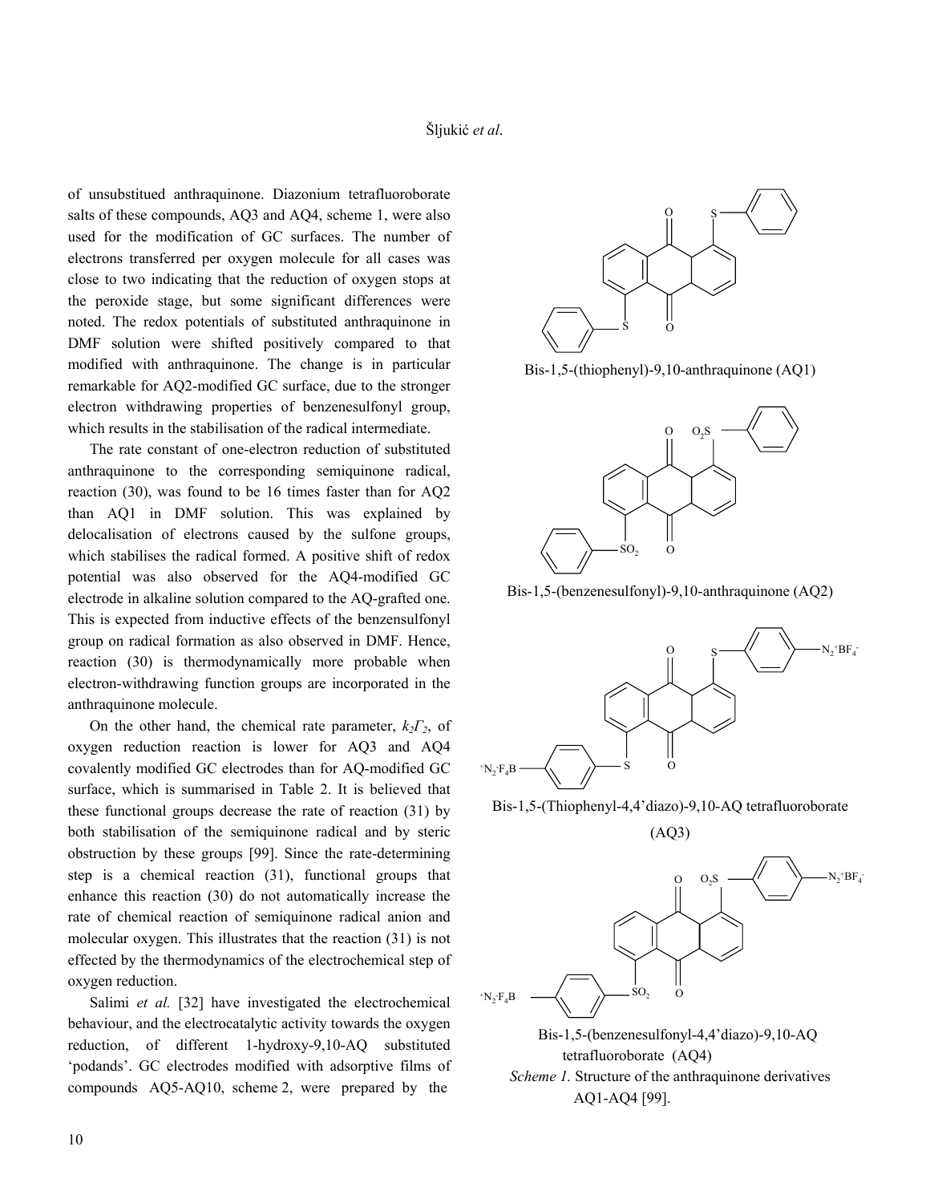of unsubstitued anthraquinone. Diazonium tetrafluoroborate salts of these compounds, AQ3 and AQ4, scheme 1, were also used for the modification of GC surfaces. The number of electrons transferred per oxygen molecule for all cases was close to two indicating that the reduction of oxygen stops at the peroxide stage, but some significant differences were noted. The redox potentials of substituted anthraquinone in DMF solution were shifted positively compared to that modified with anthraquinone. The change is in particular remarkable for AQ2-modified GC surface, due to the stronger electron withdrawing properties of benzenesulfonyl group, which results in the stabilisation of the radical intermediate.

The rate constant of one-electron reduction of substituted anthraquinone to the corresponding semiquinone radical, reaction (30), was found to be 16 times faster than for AQ2 than AQ1 in DMF solution. This was explained by delocalisation of electrons caused by the sulfone groups, which stabilises the radical formed. A positive shift of redox potential was also observed for the AQ4-modified GC electrode in alkaline solution compared to the AQ-grafted one. This is expected from inductive effects of the benzensulfonyl group on radical formation as also observed in DMF. Hence, reaction (30) is thermodynamically more probable when electron-withdrawing function groups are incorporated in the anthraquinone molecule.

On the other hand, the chemical rate parameter, $k_2\Gamma_2$, of oxygen reduction reaction is lower for AQ3 and AQ4 covalently modified GC electrodes than for AQ-modified GC surface, which is summarised in Table 2. It is believed that these functional groups decrease the rate of reaction (31) by both stabilisation of the semiquinone radical and by steric obstruction by these groups [99]. Since the rate-determining step is a chemical reaction (31), functional groups that enhance this reaction (30) do not automatically increase the rate of chemical reaction of semiquinone radical anion and molecular oxygen. This illustrates that the reaction (31) is not effected by the thermodynamics of the electrochemical step of oxygen reduction.

Salimi *et al.* [32] have investigated the electrochemical behaviour, and the electrocatalytic activity towards the oxygen reduction, of different 1-hydroxy-9,10-AQ substituted 'podands'. GC electrodes modified with adsorptive films of compounds AQ5-AQ10, scheme 2, were prepared by the

Bis-1,5-(thiophenyl)-9,10-anthraquinone (AQ1)

Bis-1,5-(benzenesulfonyl)-9,10-anthraquinone (AQ2)

Bis-1,5-(Thiophenyl-4,4'diazo)-9,10-AQ tetrafluoroborate (AQ3)

Bis-1,5-(benzenesulfonyl-4,4'diazo)-9,10-AQ tetrafluoroborate (AQ4)

*Scheme 1.* Structure of the anthraquinone derivatives AQ1-AQ4 [99].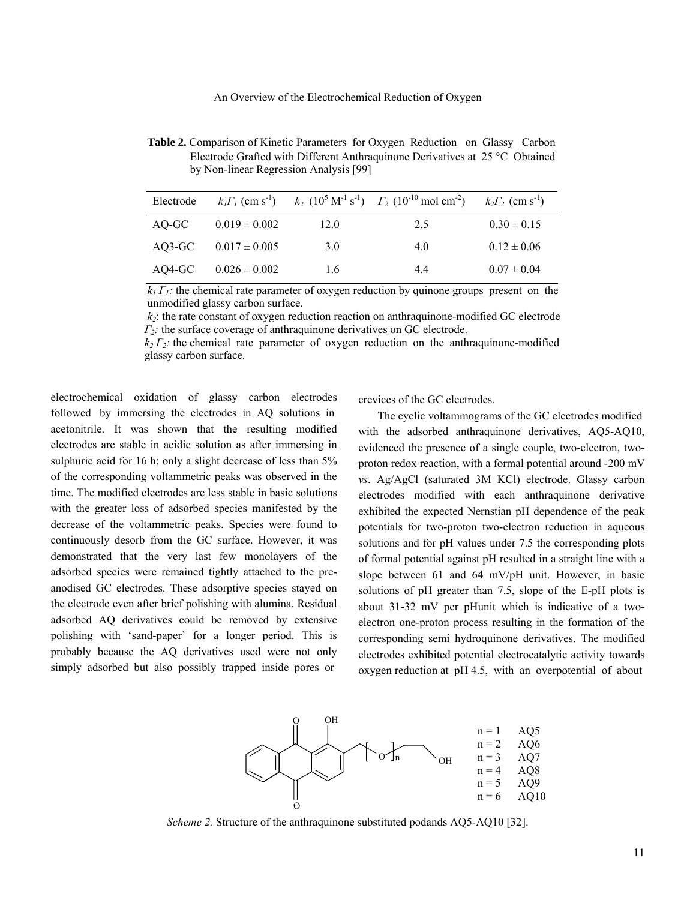**Table 2.** Comparison of Kinetic Parameters for Oxygen Reduction on Glassy Carbon Electrode Grafted with Different Anthraquinone Derivatives at 25 °C Obtained by Non-linear Regression Analysis [99]

| Electrode | $k_1\Gamma_1$ (cm s$^{-1}$) | $k_2$ ($10^5$ M$^{-1}$ s$^{-1}$) | $\Gamma_2$ ($10^{-10}$ mol cm$^{-2}$) | $k_2\Gamma_2$ (cm s$^{-1}$) |
|---|---|---|---|---|
| AQ-GC | 0.019 ± 0.002 | 12.0 | 2.5 | 0.30 ± 0.15 |
| AQ3-GC | 0.017 ± 0.005 | 3.0 | 4.0 | 0.12 ± 0.06 |
| AQ4-GC | 0.026 ± 0.002 | 1.6 | 4.4 | 0.07 ± 0.04 |

$k_1\,\Gamma_1$: the chemical rate parameter of oxygen reduction by quinone groups present on the unmodified glassy carbon surface.
$k_2$: the rate constant of oxygen reduction reaction on anthraquinone-modified GC electrode
$\Gamma_2$: the surface coverage of anthraquinone derivatives on GC electrode.
$k_2\,\Gamma_2$: the chemical rate parameter of oxygen reduction on the anthraquinone-modified glassy carbon surface.

electrochemical oxidation of glassy carbon electrodes followed by immersing the electrodes in AQ solutions in acetonitrile. It was shown that the resulting modified electrodes are stable in acidic solution as after immersing in sulphuric acid for 16 h; only a slight decrease of less than 5% of the corresponding voltammetric peaks was observed in the time. The modified electrodes are less stable in basic solutions with the greater loss of adsorbed species manifested by the decrease of the voltammetric peaks. Species were found to continuously desorb from the GC surface. However, it was demonstrated that the very last few monolayers of the adsorbed species were remained tightly attached to the pre-anodised GC electrodes. These adsorptive species stayed on the electrode even after brief polishing with alumina. Residual adsorbed AQ derivatives could be removed by extensive polishing with 'sand-paper' for a longer period. This is probably because the AQ derivatives used were not only simply adsorbed but also possibly trapped inside pores or crevices of the GC electrodes.

The cyclic voltammograms of the GC electrodes modified with the adsorbed anthraquinone derivatives, AQ5-AQ10, evidenced the presence of a single couple, two-electron, two-proton redox reaction, with a formal potential around -200 mV *vs*. Ag/AgCl (saturated 3M KCl) electrode. Glassy carbon electrodes modified with each anthraquinone derivative exhibited the expected Nernstian pH dependence of the peak potentials for two-proton two-electron reduction in aqueous solutions and for pH values under 7.5 the corresponding plots of formal potential against pH resulted in a straight line with a slope between 61 and 64 mV/pH unit. However, in basic solutions of pH greater than 7.5, slope of the E-pH plots is about 31-32 mV per pHunit which is indicative of a two-electron one-proton process resulting in the formation of the corresponding semi hydroquinone derivatives. The modified electrodes exhibited potential electrocatalytic activity towards oxygen reduction at pH 4.5, with an overpotential of about

n = 1 AQ5
n = 2 AQ6
n = 3 AQ7
n = 4 AQ8
n = 5 AQ9
n = 6 AQ10

*Scheme 2.* Structure of the anthraquinone substituted podands AQ5-AQ10 [32].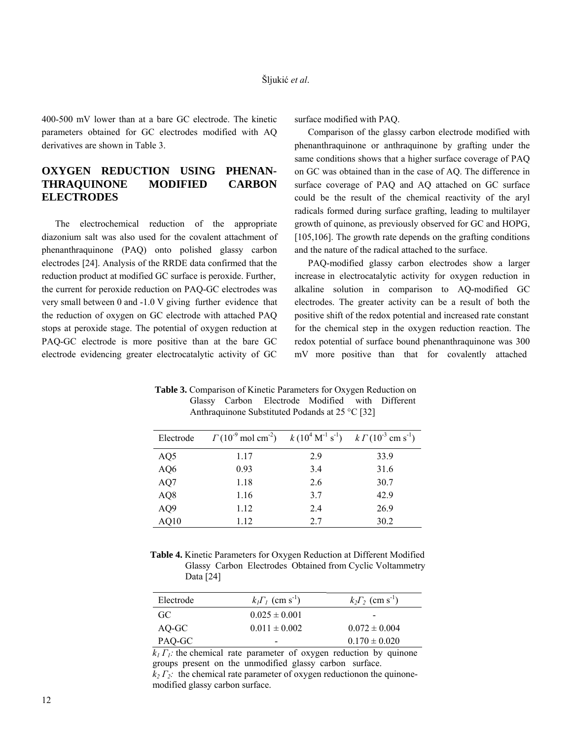400-500 mV lower than at a bare GC electrode. The kinetic parameters obtained for GC electrodes modified with AQ derivatives are shown in Table 3.

## OXYGEN REDUCTION USING PHENANTHRAQUINONE MODIFIED CARBON ELECTRODES

The electrochemical reduction of the appropriate diazonium salt was also used for the covalent attachment of phenanthraquinone (PAQ) onto polished glassy carbon electrodes [24]. Analysis of the RRDE data confirmed that the reduction product at modified GC surface is peroxide. Further, the current for peroxide reduction on PAQ-GC electrodes was very small between 0 and -1.0 V giving further evidence that the reduction of oxygen on GC electrode with attached PAQ stops at peroxide stage. The potential of oxygen reduction at PAQ-GC electrode is more positive than at the bare GC electrode evidencing greater electrocatalytic activity of GC surface modified with PAQ.

Comparison of the glassy carbon electrode modified with phenanthraquinone or anthraquinone by grafting under the same conditions shows that a higher surface coverage of PAQ on GC was obtained than in the case of AQ. The difference in surface coverage of PAQ and AQ attached on GC surface could be the result of the chemical reactivity of the aryl radicals formed during surface grafting, leading to multilayer growth of quinone, as previously observed for GC and HOPG, [105,106]. The growth rate depends on the grafting conditions and the nature of the radical attached to the surface.

PAQ-modified glassy carbon electrodes show a larger increase in electrocatalytic activity for oxygen reduction in alkaline solution in comparison to AQ-modified GC electrodes. The greater activity can be a result of both the positive shift of the redox potential and increased rate constant for the chemical step in the oxygen reduction reaction. The redox potential of surface bound phenanthraquinone was 300 mV more positive than that for covalently attached

**Table 3.** Comparison of Kinetic Parameters for Oxygen Reduction on Glassy Carbon Electrode Modified with Different Anthraquinone Substituted Podands at 25 °C [32]

| Electrode | $\Gamma$ ($10^{-9}$ mol cm$^{-2}$) | $k$ ($10^{4}$ M$^{-1}$ s$^{-1}$) | $k\,\Gamma$ ($10^{-3}$ cm s$^{-1}$) |
|---|---|---|---|
| AQ5 | 1.17 | 2.9 | 33.9 |
| AQ6 | 0.93 | 3.4 | 31.6 |
| AQ7 | 1.18 | 2.6 | 30.7 |
| AQ8 | 1.16 | 3.7 | 42.9 |
| AQ9 | 1.12 | 2.4 | 26.9 |
| AQ10 | 1.12 | 2.7 | 30.2 |

**Table 4.** Kinetic Parameters for Oxygen Reduction at Different Modified Glassy Carbon Electrodes Obtained from Cyclic Voltammetry Data [24]

| Electrode | $k_1\Gamma_1$ (cm s$^{-1}$) | $k_2\Gamma_2$ (cm s$^{-1}$) |
|---|---|---|
| GC | 0.025 ± 0.001 | - |
| AQ-GC | 0.011 ± 0.002 | 0.072 ± 0.004 |
| PAQ-GC | - | 0.170 ± 0.020 |

$k_1\,\Gamma_1$: the chemical rate parameter of oxygen reduction by quinone groups present on the unmodified glassy carbon surface.
$k_2\,\Gamma_2$: the chemical rate parameter of oxygen reductionon the quinone-modified glassy carbon surface.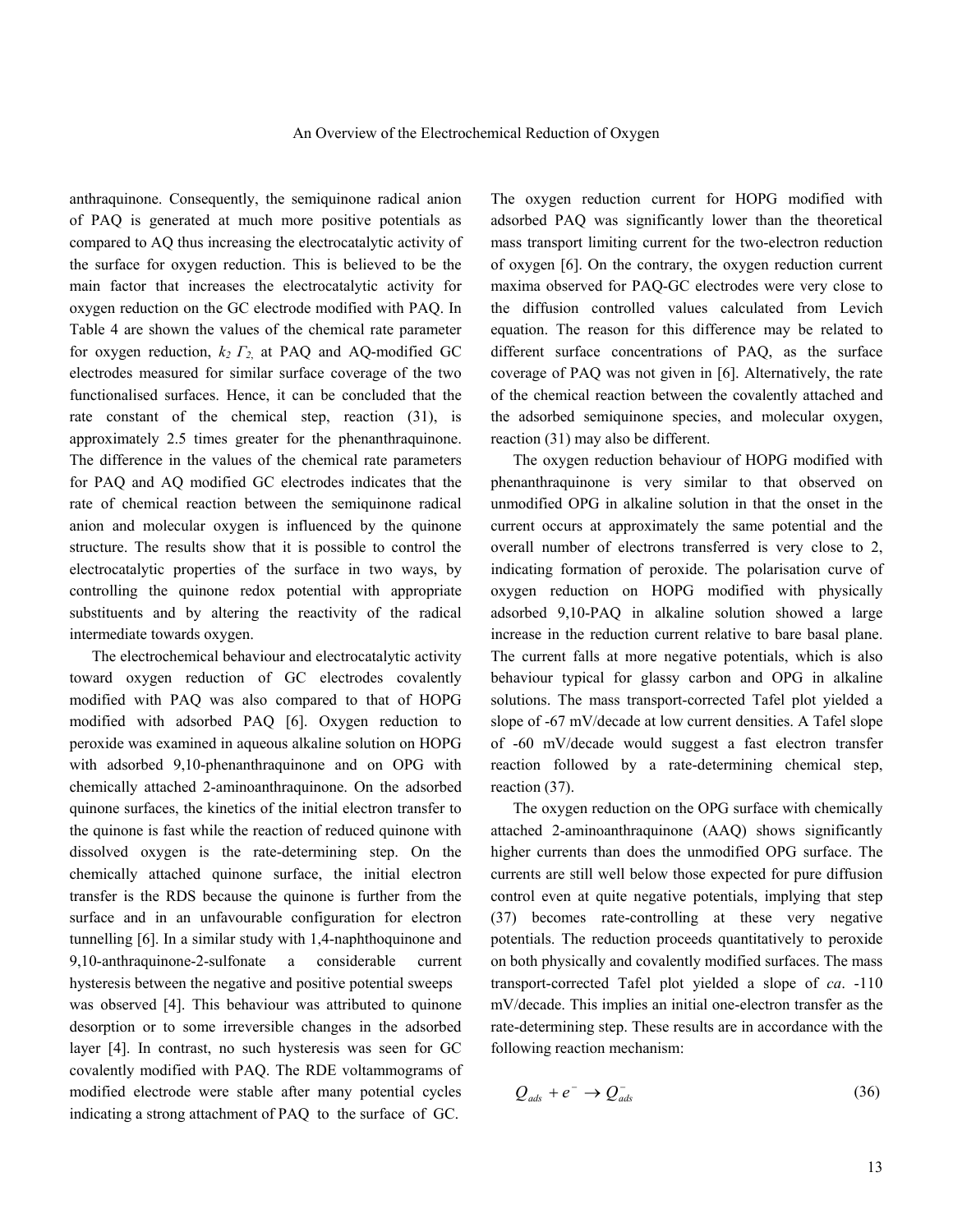anthraquinone. Consequently, the semiquinone radical anion of PAQ is generated at much more positive potentials as compared to AQ thus increasing the electrocatalytic activity of the surface for oxygen reduction. This is believed to be the main factor that increases the electrocatalytic activity for oxygen reduction on the GC electrode modified with PAQ. In Table 4 are shown the values of the chemical rate parameter for oxygen reduction, $k_2\,\Gamma_2$, at PAQ and AQ-modified GC electrodes measured for similar surface coverage of the two functionalised surfaces. Hence, it can be concluded that the rate constant of the chemical step, reaction (31), is approximately 2.5 times greater for the phenanthraquinone. The difference in the values of the chemical rate parameters for PAQ and AQ modified GC electrodes indicates that the rate of chemical reaction between the semiquinone radical anion and molecular oxygen is influenced by the quinone structure. The results show that it is possible to control the electrocatalytic properties of the surface in two ways, by controlling the quinone redox potential with appropriate substituents and by altering the reactivity of the radical intermediate towards oxygen.

The electrochemical behaviour and electrocatalytic activity toward oxygen reduction of GC electrodes covalently modified with PAQ was also compared to that of HOPG modified with adsorbed PAQ [6]. Oxygen reduction to peroxide was examined in aqueous alkaline solution on HOPG with adsorbed 9,10-phenanthraquinone and on OPG with chemically attached 2-aminoanthraquinone. On the adsorbed quinone surfaces, the kinetics of the initial electron transfer to the quinone is fast while the reaction of reduced quinone with dissolved oxygen is the rate-determining step. On the chemically attached quinone surface, the initial electron transfer is the RDS because the quinone is further from the surface and in an unfavourable configuration for electron tunnelling [6]. In a similar study with 1,4-naphthoquinone and 9,10-anthraquinone-2-sulfonate a considerable current hysteresis between the negative and positive potential sweeps was observed [4]. This behaviour was attributed to quinone desorption or to some irreversible changes in the adsorbed layer [4]. In contrast, no such hysteresis was seen for GC covalently modified with PAQ. The RDE voltammograms of modified electrode were stable after many potential cycles indicating a strong attachment of PAQ to the surface of GC.

The oxygen reduction current for HOPG modified with adsorbed PAQ was significantly lower than the theoretical mass transport limiting current for the two-electron reduction of oxygen [6]. On the contrary, the oxygen reduction current maxima observed for PAQ-GC electrodes were very close to the diffusion controlled values calculated from Levich equation. The reason for this difference may be related to different surface concentrations of PAQ, as the surface coverage of PAQ was not given in [6]. Alternatively, the rate of the chemical reaction between the covalently attached and the adsorbed semiquinone species, and molecular oxygen, reaction (31) may also be different.

The oxygen reduction behaviour of HOPG modified with phenanthraquinone is very similar to that observed on unmodified OPG in alkaline solution in that the onset in the current occurs at approximately the same potential and the overall number of electrons transferred is very close to 2, indicating formation of peroxide. The polarisation curve of oxygen reduction on HOPG modified with physically adsorbed 9,10-PAQ in alkaline solution showed a large increase in the reduction current relative to bare basal plane. The current falls at more negative potentials, which is also behaviour typical for glassy carbon and OPG in alkaline solutions. The mass transport-corrected Tafel plot yielded a slope of -67 mV/decade at low current densities. A Tafel slope of -60 mV/decade would suggest a fast electron transfer reaction followed by a rate-determining chemical step, reaction (37).

The oxygen reduction on the OPG surface with chemically attached 2-aminoanthraquinone (AAQ) shows significantly higher currents than does the unmodified OPG surface. The currents are still well below those expected for pure diffusion control even at quite negative potentials, implying that step (37) becomes rate-controlling at these very negative potentials. The reduction proceeds quantitatively to peroxide on both physically and covalently modified surfaces. The mass transport-corrected Tafel plot yielded a slope of *ca*. -110 mV/decade. This implies an initial one-electron transfer as the rate-determining step. These results are in accordance with the following reaction mechanism:

$$Q_{ads} + e^{-} \rightarrow Q_{ads}^{-} \tag{36}$$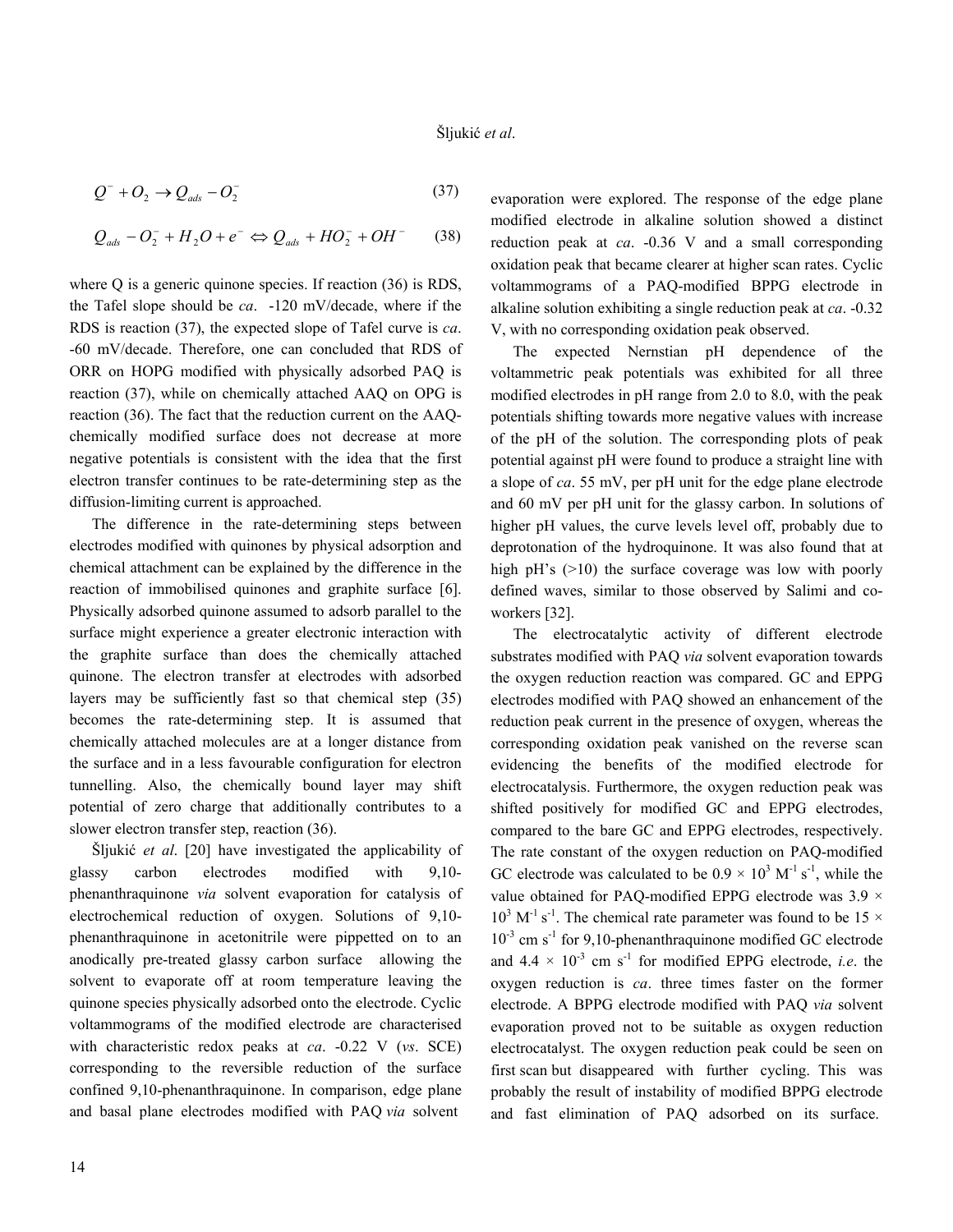$$Q^- + O_2 \rightarrow Q_{ads} - O_2^- \tag{37}$$

$$Q_{ads} - O_2^- + H_2O + e^- \Leftrightarrow Q_{ads} + HO_2^- + OH^- \tag{38}$$

where Q is a generic quinone species. If reaction (36) is RDS, the Tafel slope should be *ca*. -120 mV/decade, where if the RDS is reaction (37), the expected slope of Tafel curve is *ca*. -60 mV/decade. Therefore, one can concluded that RDS of ORR on HOPG modified with physically adsorbed PAQ is reaction (37), while on chemically attached AAQ on OPG is reaction (36). The fact that the reduction current on the AAQ-chemically modified surface does not decrease at more negative potentials is consistent with the idea that the first electron transfer continues to be rate-determining step as the diffusion-limiting current is approached.

The difference in the rate-determining steps between electrodes modified with quinones by physical adsorption and chemical attachment can be explained by the difference in the reaction of immobilised quinones and graphite surface [6]. Physically adsorbed quinone assumed to adsorb parallel to the surface might experience a greater electronic interaction with the graphite surface than does the chemically attached quinone. The electron transfer at electrodes with adsorbed layers may be sufficiently fast so that chemical step (35) becomes the rate-determining step. It is assumed that chemically attached molecules are at a longer distance from the surface and in a less favourable configuration for electron tunnelling. Also, the chemically bound layer may shift potential of zero charge that additionally contributes to a slower electron transfer step, reaction (36).

Šljukić *et al*. [20] have investigated the applicability of glassy carbon electrodes modified with 9,10-phenanthraquinone *via* solvent evaporation for catalysis of electrochemical reduction of oxygen. Solutions of 9,10-phenanthraquinone in acetonitrile were pippetted on to an anodically pre-treated glassy carbon surface allowing the solvent to evaporate off at room temperature leaving the quinone species physically adsorbed onto the electrode. Cyclic voltammograms of the modified electrode are characterised with characteristic redox peaks at *ca*. -0.22 V (*vs*. SCE) corresponding to the reversible reduction of the surface confined 9,10-phenanthraquinone. In comparison, edge plane and basal plane electrodes modified with PAQ *via* solvent evaporation were explored. The response of the edge plane modified electrode in alkaline solution showed a distinct reduction peak at *ca*. -0.36 V and a small corresponding oxidation peak that became clearer at higher scan rates. Cyclic voltammograms of a PAQ-modified BPPG electrode in alkaline solution exhibiting a single reduction peak at *ca*. -0.32 V, with no corresponding oxidation peak observed.

The expected Nernstian pH dependence of the voltammetric peak potentials was exhibited for all three modified electrodes in pH range from 2.0 to 8.0, with the peak potentials shifting towards more negative values with increase of the pH of the solution. The corresponding plots of peak potential against pH were found to produce a straight line with a slope of *ca*. 55 mV, per pH unit for the edge plane electrode and 60 mV per pH unit for the glassy carbon. In solutions of higher pH values, the curve levels level off, probably due to deprotonation of the hydroquinone. It was also found that at high pH's (>10) the surface coverage was low with poorly defined waves, similar to those observed by Salimi and co-workers [32].

The electrocatalytic activity of different electrode substrates modified with PAQ *via* solvent evaporation towards the oxygen reduction reaction was compared. GC and EPPG electrodes modified with PAQ showed an enhancement of the reduction peak current in the presence of oxygen, whereas the corresponding oxidation peak vanished on the reverse scan evidencing the benefits of the modified electrode for electrocatalysis. Furthermore, the oxygen reduction peak was shifted positively for modified GC and EPPG electrodes, compared to the bare GC and EPPG electrodes, respectively. The rate constant of the oxygen reduction on PAQ-modified GC electrode was calculated to be $0.9 \times 10^3$ $M^{-1}$ $s^{-1}$, while the value obtained for PAQ-modified EPPG electrode was $3.9 \times 10^3$ $M^{-1}$ $s^{-1}$. The chemical rate parameter was found to be $15 \times 10^{-3}$ cm $s^{-1}$ for 9,10-phenanthraquinone modified GC electrode and $4.4 \times 10^{-3}$ cm $s^{-1}$ for modified EPPG electrode, *i.e*. the oxygen reduction is *ca*. three times faster on the former electrode. A BPPG electrode modified with PAQ *via* solvent evaporation proved not to be suitable as oxygen reduction electrocatalyst. The oxygen reduction peak could be seen on first scan but disappeared with further cycling. This was probably the result of instability of modified BPPG electrode and fast elimination of PAQ adsorbed on its surface.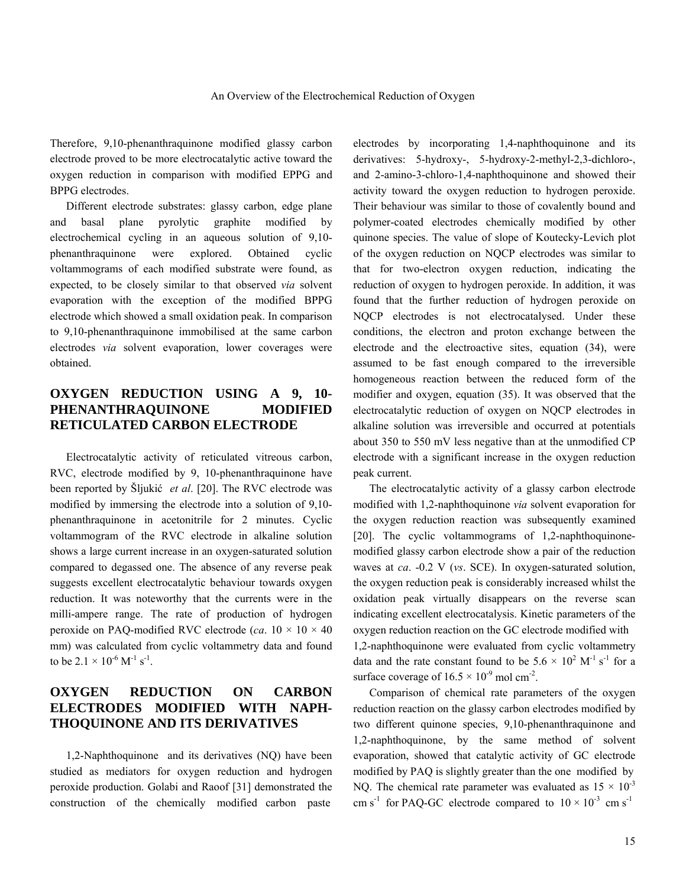Therefore, 9,10-phenanthraquinone modified glassy carbon electrode proved to be more electrocatalytic active toward the oxygen reduction in comparison with modified EPPG and BPPG electrodes.

Different electrode substrates: glassy carbon, edge plane and basal plane pyrolytic graphite modified by electrochemical cycling in an aqueous solution of 9,10-phenanthraquinone were explored. Obtained cyclic voltammograms of each modified substrate were found, as expected, to be closely similar to that observed *via* solvent evaporation with the exception of the modified BPPG electrode which showed a small oxidation peak. In comparison to 9,10-phenanthraquinone immobilised at the same carbon electrodes *via* solvent evaporation, lower coverages were obtained.

## OXYGEN REDUCTION USING A 9, 10-PHENANTHRAQUINONE MODIFIED RETICULATED CARBON ELECTRODE

Electrocatalytic activity of reticulated vitreous carbon, RVC, electrode modified by 9, 10-phenanthraquinone have been reported by Šljukić *et al*. [20]. The RVC electrode was modified by immersing the electrode into a solution of 9,10-phenanthraquinone in acetonitrile for 2 minutes. Cyclic voltammogram of the RVC electrode in alkaline solution shows a large current increase in an oxygen-saturated solution compared to degassed one. The absence of any reverse peak suggests excellent electrocatalytic behaviour towards oxygen reduction. It was noteworthy that the currents were in the milli-ampere range. The rate of production of hydrogen peroxide on PAQ-modified RVC electrode (*ca*. 10 × 10 × 40 mm) was calculated from cyclic voltammetry data and found to be $2.1 \times 10^{-6}$ $M^{-1}$ $s^{-1}$.

## OXYGEN REDUCTION ON CARBON ELECTRODES MODIFIED WITH NAPHTHOQUINONE AND ITS DERIVATIVES

1,2-Naphthoquinone and its derivatives (NQ) have been studied as mediators for oxygen reduction and hydrogen peroxide production. Golabi and Raoof [31] demonstrated the construction of the chemically modified carbon paste electrodes by incorporating 1,4-naphthoquinone and its derivatives: 5-hydroxy-, 5-hydroxy-2-methyl-2,3-dichloro-, and 2-amino-3-chloro-1,4-naphthoquinone and showed their activity toward the oxygen reduction to hydrogen peroxide. Their behaviour was similar to those of covalently bound and polymer-coated electrodes chemically modified by other quinone species. The value of slope of Koutecky-Levich plot of the oxygen reduction on NQCP electrodes was similar to that for two-electron oxygen reduction, indicating the reduction of oxygen to hydrogen peroxide. In addition, it was found that the further reduction of hydrogen peroxide on NQCP electrodes is not electrocatalysed. Under these conditions, the electron and proton exchange between the electrode and the electroactive sites, equation (34), were assumed to be fast enough compared to the irreversible homogeneous reaction between the reduced form of the modifier and oxygen, equation (35). It was observed that the electrocatalytic reduction of oxygen on NQCP electrodes in alkaline solution was irreversible and occurred at potentials about 350 to 550 mV less negative than at the unmodified CP electrode with a significant increase in the oxygen reduction peak current.

The electrocatalytic activity of a glassy carbon electrode modified with 1,2-naphthoquinone *via* solvent evaporation for the oxygen reduction reaction was subsequently examined [20]. The cyclic voltammograms of 1,2-naphthoquinone-modified glassy carbon electrode show a pair of the reduction waves at *ca*. -0.2 V (*vs*. SCE). In oxygen-saturated solution, the oxygen reduction peak is considerably increased whilst the oxidation peak virtually disappears on the reverse scan indicating excellent electrocatalysis. Kinetic parameters of the oxygen reduction reaction on the GC electrode modified with 1,2-naphthoquinone were evaluated from cyclic voltammetry data and the rate constant found to be $5.6 \times 10^{2}$ $M^{-1}$ $s^{-1}$ for a surface coverage of $16.5 \times 10^{-9}$ mol $cm^{-2}$.

Comparison of chemical rate parameters of the oxygen reduction reaction on the glassy carbon electrodes modified by two different quinone species, 9,10-phenanthraquinone and 1,2-naphthoquinone, by the same method of solvent evaporation, showed that catalytic activity of GC electrode modified by PAQ is slightly greater than the one modified by NQ. The chemical rate parameter was evaluated as $15 \times 10^{-3}$ cm $s^{-1}$ for PAQ-GC electrode compared to $10 \times 10^{-3}$ cm $s^{-1}$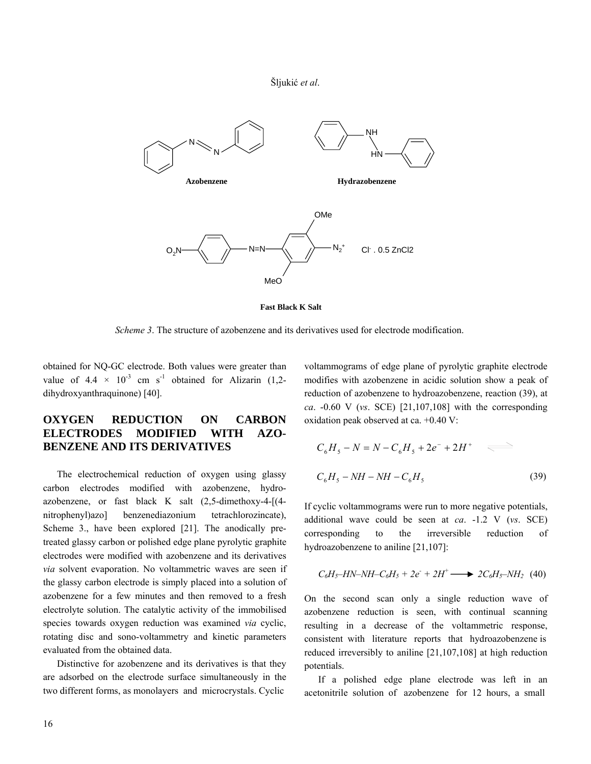Azobenzene

Hydrazobenzene

Fast Black K Salt

*Scheme 3*. The structure of azobenzene and its derivatives used for electrode modification.

obtained for NQ-GC electrode. Both values were greater than value of $4.4 \times 10^{-3}$ cm $s^{-1}$ obtained for Alizarin (1,2-dihydroxyanthraquinone) [40].

## OXYGEN REDUCTION ON CARBON ELECTRODES MODIFIED WITH AZO-BENZENE AND ITS DERIVATIVES

The electrochemical reduction of oxygen using glassy carbon electrodes modified with azobenzene, hydro-azobenzene, or fast black K salt (2,5-dimethoxy-4-[(4-nitrophenyl)azo] benzenediazonium tetrachlorozincate), Scheme 3., have been explored [21]. The anodically pre-treated glassy carbon or polished edge plane pyrolytic graphite electrodes were modified with azobenzene and its derivatives *via* solvent evaporation. No voltammetric waves are seen if the glassy carbon electrode is simply placed into a solution of azobenzene for a few minutes and then removed to a fresh electrolyte solution. The catalytic activity of the immobilised species towards oxygen reduction was examined *via* cyclic, rotating disc and sono-voltammetry and kinetic parameters evaluated from the obtained data.

Distinctive for azobenzene and its derivatives is that they are adsorbed on the electrode surface simultaneously in the two different forms, as monolayers and microcrystals. Cyclic voltammograms of edge plane of pyrolytic graphite electrode modifies with azobenzene in acidic solution show a peak of reduction of azobenzene to hydroazobenzene, reaction (39), at *ca*. -0.60 V (*vs*. SCE) [21,107,108] with the corresponding oxidation peak observed at ca. +0.40 V:

$$C_6H_5 - N = N - C_6H_5 + 2e^- + 2H^+ \rightleftharpoons C_6H_5 - NH - NH - C_6H_5 \tag{39}$$

If cyclic voltammograms were run to more negative potentials, additional wave could be seen at *ca*. -1.2 V (*vs*. SCE) corresponding to the irreversible reduction of hydroazobenzene to aniline [21,107]:

$$C_6H_5\text{–}HN\text{–}NH\text{–}C_6H_5 + 2e^- + 2H^+ \longrightarrow 2C_6H_5\text{–}NH_2 \tag{40}$$

On the second scan only a single reduction wave of azobenzene reduction is seen, with continual scanning resulting in a decrease of the voltammetric response, consistent with literature reports that hydroazobenzene is reduced irreversibly to aniline [21,107,108] at high reduction potentials.

If a polished edge plane electrode was left in an acetonitrile solution of azobenzene for 12 hours, a small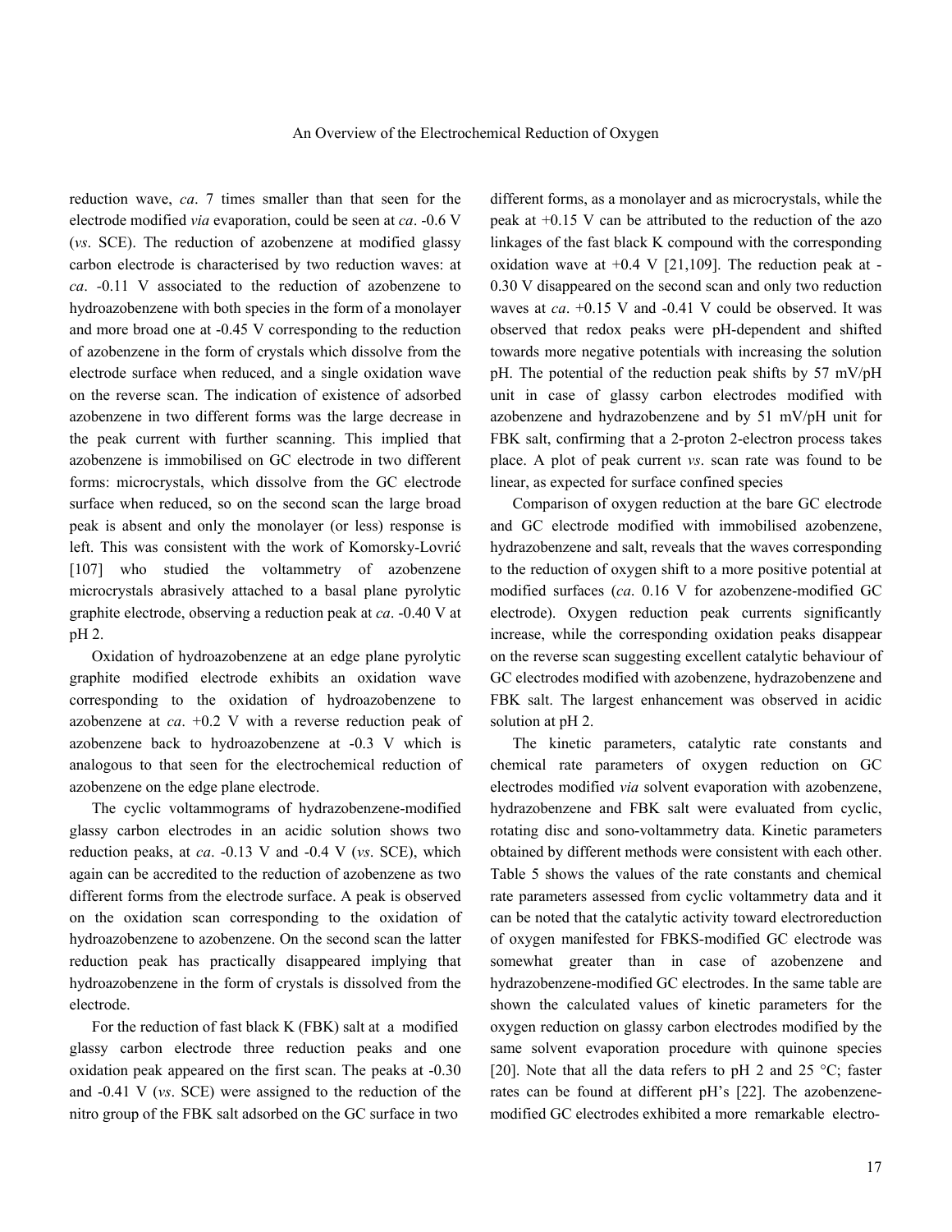reduction wave, *ca*. 7 times smaller than that seen for the electrode modified *via* evaporation, could be seen at *ca*. -0.6 V (*vs*. SCE). The reduction of azobenzene at modified glassy carbon electrode is characterised by two reduction waves: at *ca*. -0.11 V associated to the reduction of azobenzene to hydroazobenzene with both species in the form of a monolayer and more broad one at -0.45 V corresponding to the reduction of azobenzene in the form of crystals which dissolve from the electrode surface when reduced, and a single oxidation wave on the reverse scan. The indication of existence of adsorbed azobenzene in two different forms was the large decrease in the peak current with further scanning. This implied that azobenzene is immobilised on GC electrode in two different forms: microcrystals, which dissolve from the GC electrode surface when reduced, so on the second scan the large broad peak is absent and only the monolayer (or less) response is left. This was consistent with the work of Komorsky-Lovrić [107] who studied the voltammetry of azobenzene microcrystals abrasively attached to a basal plane pyrolytic graphite electrode, observing a reduction peak at *ca*. -0.40 V at pH 2.

Oxidation of hydroazobenzene at an edge plane pyrolytic graphite modified electrode exhibits an oxidation wave corresponding to the oxidation of hydroazobenzene to azobenzene at *ca*. +0.2 V with a reverse reduction peak of azobenzene back to hydroazobenzene at -0.3 V which is analogous to that seen for the electrochemical reduction of azobenzene on the edge plane electrode.

The cyclic voltammograms of hydrazobenzene-modified glassy carbon electrodes in an acidic solution shows two reduction peaks, at *ca*. -0.13 V and -0.4 V (*vs*. SCE), which again can be accredited to the reduction of azobenzene as two different forms from the electrode surface. A peak is observed on the oxidation scan corresponding to the oxidation of hydroazobenzene to azobenzene. On the second scan the latter reduction peak has practically disappeared implying that hydroazobenzene in the form of crystals is dissolved from the electrode.

For the reduction of fast black K (FBK) salt at a modified glassy carbon electrode three reduction peaks and one oxidation peak appeared on the first scan. The peaks at -0.30 and -0.41 V (*vs*. SCE) were assigned to the reduction of the nitro group of the FBK salt adsorbed on the GC surface in two different forms, as a monolayer and as microcrystals, while the peak at +0.15 V can be attributed to the reduction of the azo linkages of the fast black K compound with the corresponding oxidation wave at +0.4 V [21,109]. The reduction peak at -0.30 V disappeared on the second scan and only two reduction waves at *ca*. +0.15 V and -0.41 V could be observed. It was observed that redox peaks were pH-dependent and shifted towards more negative potentials with increasing the solution pH. The potential of the reduction peak shifts by 57 mV/pH unit in case of glassy carbon electrodes modified with azobenzene and hydrazobenzene and by 51 mV/pH unit for FBK salt, confirming that a 2-proton 2-electron process takes place. A plot of peak current *vs*. scan rate was found to be linear, as expected for surface confined species

Comparison of oxygen reduction at the bare GC electrode and GC electrode modified with immobilised azobenzene, hydrazobenzene and salt, reveals that the waves corresponding to the reduction of oxygen shift to a more positive potential at modified surfaces (*ca*. 0.16 V for azobenzene-modified GC electrode). Oxygen reduction peak currents significantly increase, while the corresponding oxidation peaks disappear on the reverse scan suggesting excellent catalytic behaviour of GC electrodes modified with azobenzene, hydrazobenzene and FBK salt. The largest enhancement was observed in acidic solution at pH 2.

The kinetic parameters, catalytic rate constants and chemical rate parameters of oxygen reduction on GC electrodes modified *via* solvent evaporation with azobenzene, hydrazobenzene and FBK salt were evaluated from cyclic, rotating disc and sono-voltammetry data. Kinetic parameters obtained by different methods were consistent with each other. Table 5 shows the values of the rate constants and chemical rate parameters assessed from cyclic voltammetry data and it can be noted that the catalytic activity toward electroreduction of oxygen manifested for FBKS-modified GC electrode was somewhat greater than in case of azobenzene and hydrazobenzene-modified GC electrodes. In the same table are shown the calculated values of kinetic parameters for the oxygen reduction on glassy carbon electrodes modified by the same solvent evaporation procedure with quinone species [20]. Note that all the data refers to pH 2 and 25 °C; faster rates can be found at different pH's [22]. The azobenzene-modified GC electrodes exhibited a more remarkable electro-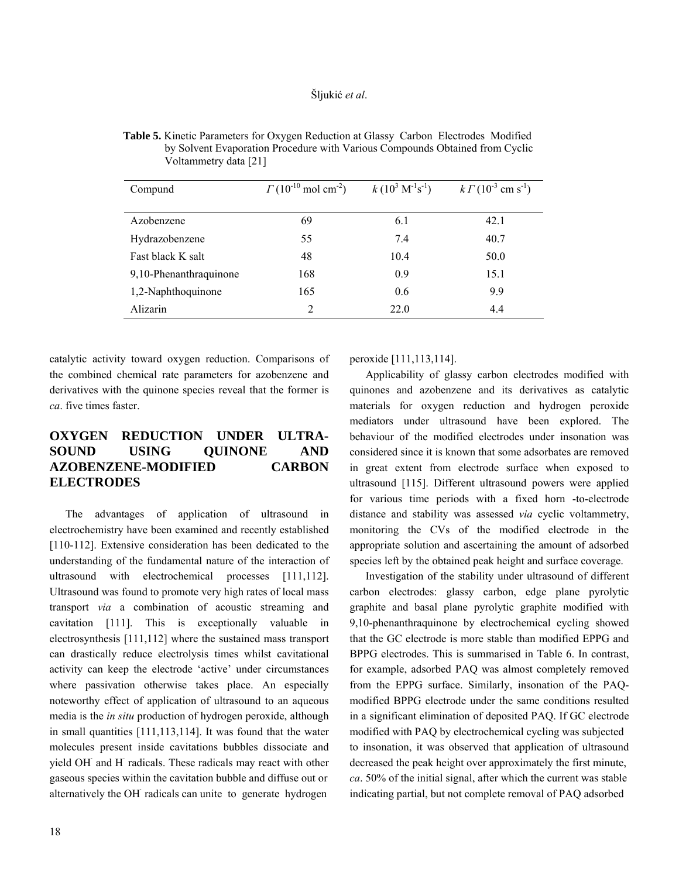**Table 5.** Kinetic Parameters for Oxygen Reduction at Glassy Carbon Electrodes Modified by Solvent Evaporation Procedure with Various Compounds Obtained from Cyclic Voltammetry data [21]

| Compund | $\Gamma$ ($10^{-10}$ mol cm$^{-2}$) | $k$ ($10^3$ M$^{-1}$s$^{-1}$) | $k\,\Gamma$ ($10^{-3}$ cm s$^{-1}$) |
|---|---|---|---|
| Azobenzene | 69 | 6.1 | 42.1 |
| Hydrazobenzene | 55 | 7.4 | 40.7 |
| Fast black K salt | 48 | 10.4 | 50.0 |
| 9,10-Phenanthraquinone | 168 | 0.9 | 15.1 |
| 1,2-Naphthoquinone | 165 | 0.6 | 9.9 |
| Alizarin | 2 | 22.0 | 4.4 |

catalytic activity toward oxygen reduction. Comparisons of the combined chemical rate parameters for azobenzene and derivatives with the quinone species reveal that the former is *ca*. five times faster.

## OXYGEN REDUCTION UNDER ULTRASOUND USING QUINONE AND AZOBENZENE-MODIFIED CARBON ELECTRODES

The advantages of application of ultrasound in electrochemistry have been examined and recently established [110-112]. Extensive consideration has been dedicated to the understanding of the fundamental nature of the interaction of ultrasound with electrochemical processes [111,112]. Ultrasound was found to promote very high rates of local mass transport *via* a combination of acoustic streaming and cavitation [111]. This is exceptionally valuable in electrosynthesis [111,112] where the sustained mass transport can drastically reduce electrolysis times whilst cavitational activity can keep the electrode 'active' under circumstances where passivation otherwise takes place. An especially noteworthy effect of application of ultrasound to an aqueous media is the *in situ* production of hydrogen peroxide, although in small quantities [111,113,114]. It was found that the water molecules present inside cavitations bubbles dissociate and yield $OH^{\cdot}$ and $H^{\cdot}$ radicals. These radicals may react with other gaseous species within the cavitation bubble and diffuse out or alternatively the $OH^{\cdot}$ radicals can unite to generate hydrogen peroxide [111,113,114].

Applicability of glassy carbon electrodes modified with quinones and azobenzene and its derivatives as catalytic materials for oxygen reduction and hydrogen peroxide mediators under ultrasound have been explored. The behaviour of the modified electrodes under insonation was considered since it is known that some adsorbates are removed in great extent from electrode surface when exposed to ultrasound [115]. Different ultrasound powers were applied for various time periods with a fixed horn -to-electrode distance and stability was assessed *via* cyclic voltammetry, monitoring the CVs of the modified electrode in the appropriate solution and ascertaining the amount of adsorbed species left by the obtained peak height and surface coverage.

Investigation of the stability under ultrasound of different carbon electrodes: glassy carbon, edge plane pyrolytic graphite and basal plane pyrolytic graphite modified with 9,10-phenanthraquinone by electrochemical cycling showed that the GC electrode is more stable than modified EPPG and BPPG electrodes. This is summarised in Table 6. In contrast, for example, adsorbed PAQ was almost completely removed from the EPPG surface. Similarly, insonation of the PAQ-modified BPPG electrode under the same conditions resulted in a significant elimination of deposited PAQ. If GC electrode modified with PAQ by electrochemical cycling was subjected to insonation, it was observed that application of ultrasound decreased the peak height over approximately the first minute, *ca*. 50% of the initial signal, after which the current was stable indicating partial, but not complete removal of PAQ adsorbed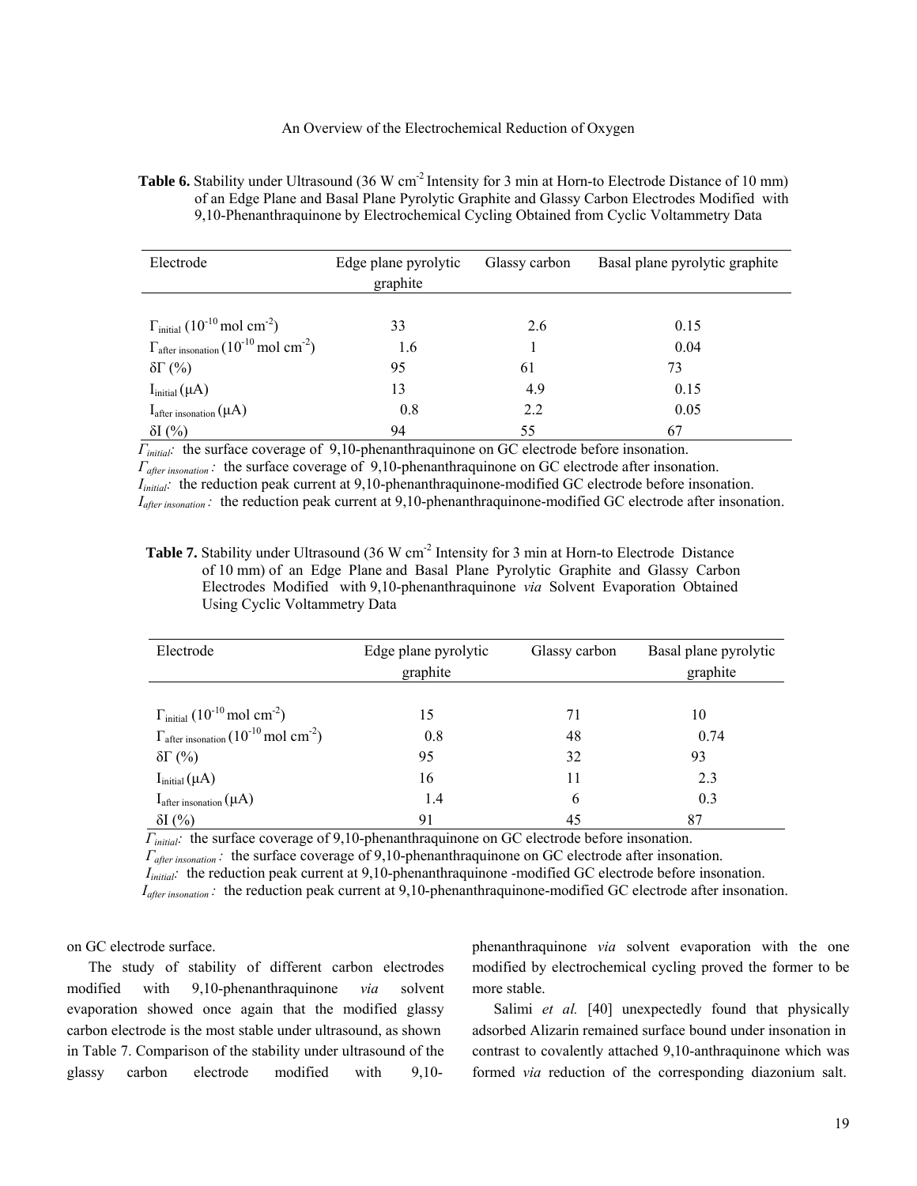**Table 6.** Stability under Ultrasound (36 W cm$^{-2}$ Intensity for 3 min at Horn-to Electrode Distance of 10 mm) of an Edge Plane and Basal Plane Pyrolytic Graphite and Glassy Carbon Electrodes Modified with 9,10-Phenanthraquinone by Electrochemical Cycling Obtained from Cyclic Voltammetry Data

| Electrode | Edge plane pyrolytic graphite | Glassy carbon | Basal plane pyrolytic graphite |
|---|---|---|---|
| $\Gamma_{initial}$ ($10^{-10}$ mol cm$^{-2}$) | 33 | 2.6 | 0.15 |
| $\Gamma_{after\ insonation}$ ($10^{-10}$ mol cm$^{-2}$) | 1.6 | 1 | 0.04 |
| $\delta\Gamma$ (%) | 95 | 61 | 73 |
| $I_{initial}$ (μA) | 13 | 4.9 | 0.15 |
| $I_{after\ insonation}$ (μA) | 0.8 | 2.2 | 0.05 |
| $\delta I$ (%) | 94 | 55 | 67 |

$\Gamma_{initial}$: the surface coverage of 9,10-phenanthraquinone on GC electrode before insonation.
$\Gamma_{after\ insonation}$: the surface coverage of 9,10-phenanthraquinone on GC electrode after insonation.
$I_{initial}$: the reduction peak current at 9,10-phenanthraquinone-modified GC electrode before insonation.
$I_{after\ insonation}$: the reduction peak current at 9,10-phenanthraquinone-modified GC electrode after insonation.

**Table 7.** Stability under Ultrasound (36 W cm$^{-2}$ Intensity for 3 min at Horn-to Electrode Distance of 10 mm) of an Edge Plane and Basal Plane Pyrolytic Graphite and Glassy Carbon Electrodes Modified with 9,10-phenanthraquinone *via* Solvent Evaporation Obtained Using Cyclic Voltammetry Data

| Electrode | Edge plane pyrolytic graphite | Glassy carbon | Basal plane pyrolytic graphite |
|---|---|---|---|
| $\Gamma_{initial}$ ($10^{-10}$ mol cm$^{-2}$) | 15 | 71 | 10 |
| $\Gamma_{after\ insonation}$ ($10^{-10}$ mol cm$^{-2}$) | 0.8 | 48 | 0.74 |
| $\delta\Gamma$ (%) | 95 | 32 | 93 |
| $I_{initial}$ (μA) | 16 | 11 | 2.3 |
| $I_{after\ insonation}$ (μA) | 1.4 | 6 | 0.3 |
| $\delta I$ (%) | 91 | 45 | 87 |

$\Gamma_{initial}$: the surface coverage of 9,10-phenanthraquinone on GC electrode before insonation.
$\Gamma_{after\ insonation}$: the surface coverage of 9,10-phenanthraquinone on GC electrode after insonation.
$I_{initial}$: the reduction peak current at 9,10-phenanthraquinone -modified GC electrode before insonation.
$I_{after\ insonation}$: the reduction peak current at 9,10-phenanthraquinone-modified GC electrode after insonation.

on GC electrode surface.

The study of stability of different carbon electrodes modified with 9,10-phenanthraquinone *via* solvent evaporation showed once again that the modified glassy carbon electrode is the most stable under ultrasound, as shown in Table 7. Comparison of the stability under ultrasound of the glassy carbon electrode modified with 9,10-phenanthraquinone *via* solvent evaporation with the one modified by electrochemical cycling proved the former to be more stable.

Salimi *et al.* [40] unexpectedly found that physically adsorbed Alizarin remained surface bound under insonation in contrast to covalently attached 9,10-anthraquinone which was formed *via* reduction of the corresponding diazonium salt.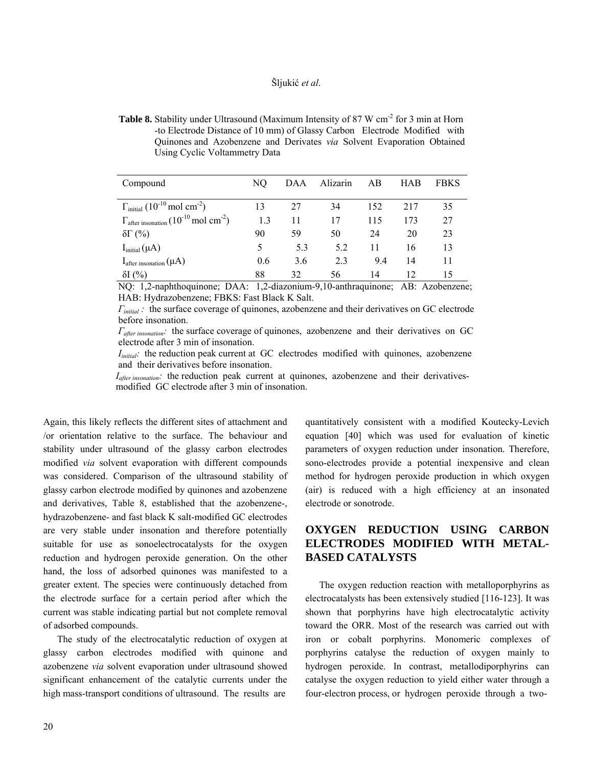**Table 8.** Stability under Ultrasound (Maximum Intensity of 87 W $cm^{-2}$ for 3 min at Horn -to Electrode Distance of 10 mm) of Glassy Carbon Electrode Modified with Quinones and Azobenzene and Derivates *via* Solvent Evaporation Obtained Using Cyclic Voltammetry Data

| Compound | NQ | DAA | Alizarin | AB | HAB | FBKS |
|---|---|---|---|---|---|---|
| $\Gamma_{initial}$ ($10^{-10}$ mol $cm^{-2}$) | 13 | 27 | 34 | 152 | 217 | 35 |
| $\Gamma_{after\ insonation}$ ($10^{-10}$ mol $cm^{-2}$) | 1.3 | 11 | 17 | 115 | 173 | 27 |
| $\delta\Gamma$ (%) | 90 | 59 | 50 | 24 | 20 | 23 |
| $I_{initial}$ (μA) | 5 | 5.3 | 5.2 | 11 | 16 | 13 |
| $I_{after\ insonation}$ (μA) | 0.6 | 3.6 | 2.3 | 9.4 | 14 | 11 |
| $\delta I$ (%) | 88 | 32 | 56 | 14 | 12 | 15 |

NQ: 1,2-naphthoquinone; DAA: 1,2-diazonium-9,10-anthraquinone; AB: Azobenzene; HAB: Hydrazobenzene; FBKS: Fast Black K Salt.

$\Gamma_{initial}$ : the surface coverage of quinones, azobenzene and their derivatives on GC electrode before insonation.

$\Gamma_{after\ insonation}$: the surface coverage of quinones, azobenzene and their derivatives on GC electrode after 3 min of insonation.

$I_{initial}$: the reduction peak current at GC electrodes modified with quinones, azobenzene and their derivatives before insonation.

$I_{after\ insonation}$: the reduction peak current at quinones, azobenzene and their derivatives-modified GC electrode after 3 min of insonation.

Again, this likely reflects the different sites of attachment and /or orientation relative to the surface. The behaviour and stability under ultrasound of the glassy carbon electrodes modified *via* solvent evaporation with different compounds was considered. Comparison of the ultrasound stability of glassy carbon electrode modified by quinones and azobenzene and derivatives, Table 8, established that the azobenzene-, hydrazobenzene- and fast black K salt-modified GC electrodes are very stable under insonation and therefore potentially suitable for use as sonoelectrocatalysts for the oxygen reduction and hydrogen peroxide generation. On the other hand, the loss of adsorbed quinones was manifested to a greater extent. The species were continuously detached from the electrode surface for a certain period after which the current was stable indicating partial but not complete removal of adsorbed compounds.

The study of the electrocatalytic reduction of oxygen at glassy carbon electrodes modified with quinone and azobenzene *via* solvent evaporation under ultrasound showed significant enhancement of the catalytic currents under the high mass-transport conditions of ultrasound. The results are quantitatively consistent with a modified Koutecky-Levich equation [40] which was used for evaluation of kinetic parameters of oxygen reduction under insonation. Therefore, sono-electrodes provide a potential inexpensive and clean method for hydrogen peroxide production in which oxygen (air) is reduced with a high efficiency at an insonated electrode or sonotrode.

## OXYGEN REDUCTION USING CARBON ELECTRODES MODIFIED WITH METAL-BASED CATALYSTS

The oxygen reduction reaction with metalloporphyrins as electrocatalysts has been extensively studied [116-123]. It was shown that porphyrins have high electrocatalytic activity toward the ORR. Most of the research was carried out with iron or cobalt porphyrins. Monomeric complexes of porphyrins catalyse the reduction of oxygen mainly to hydrogen peroxide. In contrast, metallodiporphyrins can catalyse the oxygen reduction to yield either water through a four-electron process, or hydrogen peroxide through a two-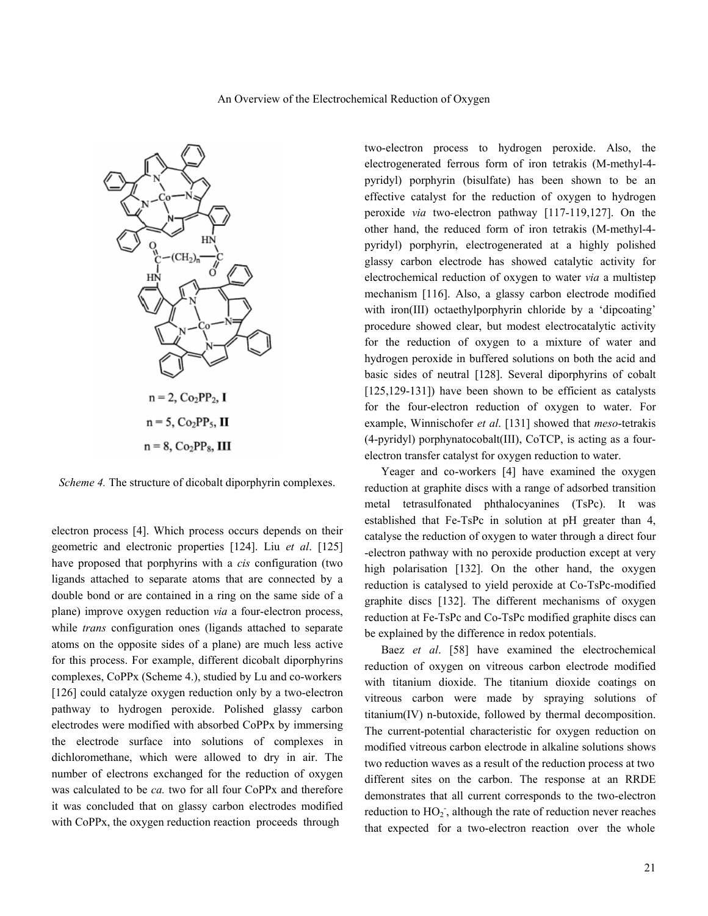$n = 2$, $Co_2PP_2$, **I**

$n = 5$, $Co_2PP_5$, **II**

$n = 8$, $Co_2PP_8$, **III**

*Scheme 4.* The structure of dicobalt diporphyrin complexes.

electron process [4]. Which process occurs depends on their geometric and electronic properties [124]. Liu *et al*. [125] have proposed that porphyrins with a *cis* configuration (two ligands attached to separate atoms that are connected by a double bond or are contained in a ring on the same side of a plane) improve oxygen reduction *via* a four-electron process, while *trans* configuration ones (ligands attached to separate atoms on the opposite sides of a plane) are much less active for this process. For example, different dicobalt diporphyrins complexes, CoPPx (Scheme 4.), studied by Lu and co-workers [126] could catalyze oxygen reduction only by a two-electron pathway to hydrogen peroxide. Polished glassy carbon electrodes were modified with absorbed CoPPx by immersing the electrode surface into solutions of complexes in dichloromethane, which were allowed to dry in air. The number of electrons exchanged for the reduction of oxygen was calculated to be *ca.* two for all four CoPPx and therefore it was concluded that on glassy carbon electrodes modified with CoPPx, the oxygen reduction reaction proceeds through two-electron process to hydrogen peroxide. Also, the electrogenerated ferrous form of iron tetrakis (M-methyl-4-pyridyl) porphyrin (bisulfate) has been shown to be an effective catalyst for the reduction of oxygen to hydrogen peroxide *via* two-electron pathway [117-119,127]. On the other hand, the reduced form of iron tetrakis (M-methyl-4-pyridyl) porphyrin, electrogenerated at a highly polished glassy carbon electrode has showed catalytic activity for electrochemical reduction of oxygen to water *via* a multistep mechanism [116]. Also, a glassy carbon electrode modified with iron(III) octaethylporphyrin chloride by a 'dipcoating' procedure showed clear, but modest electrocatalytic activity for the reduction of oxygen to a mixture of water and hydrogen peroxide in buffered solutions on both the acid and basic sides of neutral [128]. Several diporphyrins of cobalt [125,129-131]) have been shown to be efficient as catalysts for the four-electron reduction of oxygen to water. For example, Winnischofer *et al*. [131] showed that *meso*-tetrakis (4-pyridyl) porphynatocobalt(III), CoTCP, is acting as a four-electron transfer catalyst for oxygen reduction to water.

Yeager and co-workers [4] have examined the oxygen reduction at graphite discs with a range of adsorbed transition metal tetrasulfonated phthalocyanines (TsPc). It was established that Fe-TsPc in solution at pH greater than 4, catalyse the reduction of oxygen to water through a direct four -electron pathway with no peroxide production except at very high polarisation [132]. On the other hand, the oxygen reduction is catalysed to yield peroxide at Co-TsPc-modified graphite discs [132]. The different mechanisms of oxygen reduction at Fe-TsPc and Co-TsPc modified graphite discs can be explained by the difference in redox potentials.

Baez *et al*. [58] have examined the electrochemical reduction of oxygen on vitreous carbon electrode modified with titanium dioxide. The titanium dioxide coatings on vitreous carbon were made by spraying solutions of titanium(IV) n-butoxide, followed by thermal decomposition. The current-potential characteristic for oxygen reduction on modified vitreous carbon electrode in alkaline solutions shows two reduction waves as a result of the reduction process at two different sites on the carbon. The response at an RRDE demonstrates that all current corresponds to the two-electron reduction to $HO_2^-$, although the rate of reduction never reaches that expected for a two-electron reaction over the whole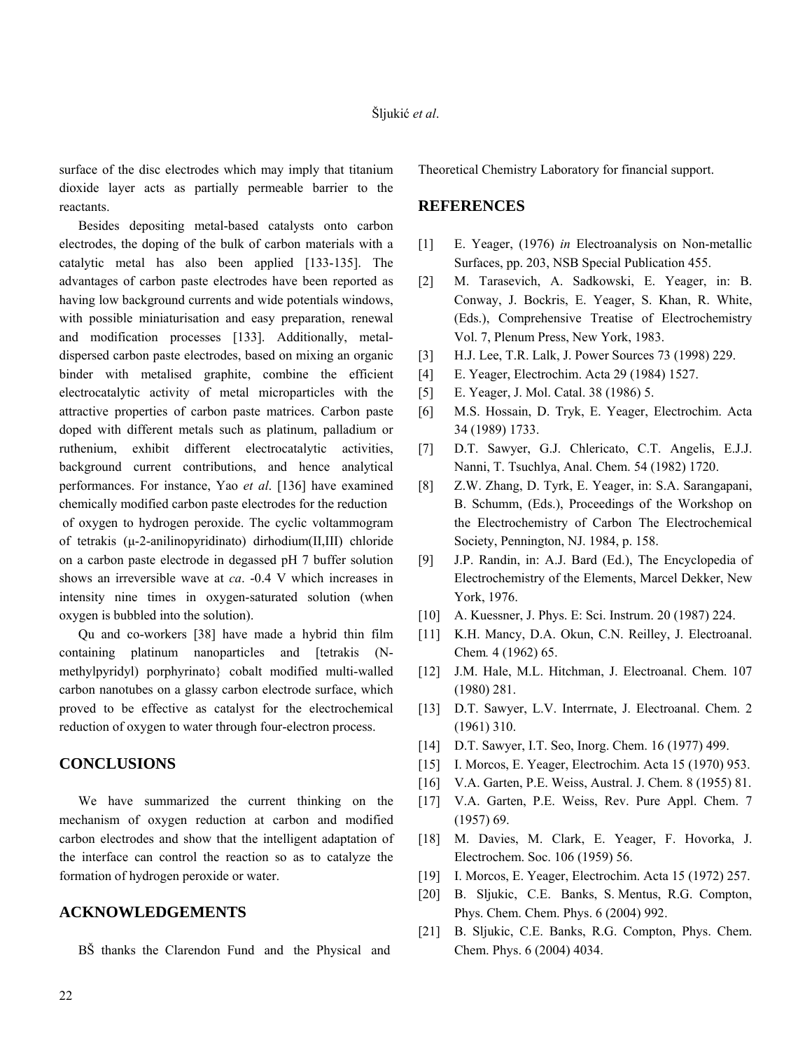surface of the disc electrodes which may imply that titanium dioxide layer acts as partially permeable barrier to the reactants.

Besides depositing metal-based catalysts onto carbon electrodes, the doping of the bulk of carbon materials with a catalytic metal has also been applied [133-135]. The advantages of carbon paste electrodes have been reported as having low background currents and wide potentials windows, with possible miniaturisation and easy preparation, renewal and modification processes [133]. Additionally, metal-dispersed carbon paste electrodes, based on mixing an organic binder with metalised graphite, combine the efficient electrocatalytic activity of metal microparticles with the attractive properties of carbon paste matrices. Carbon paste doped with different metals such as platinum, palladium or ruthenium, exhibit different electrocatalytic activities, background current contributions, and hence analytical performances. For instance, Yao *et al*. [136] have examined chemically modified carbon paste electrodes for the reduction of oxygen to hydrogen peroxide. The cyclic voltammogram of tetrakis (μ-2-anilinopyridinato) dirhodium(II,III) chloride on a carbon paste electrode in degassed pH 7 buffer solution shows an irreversible wave at *ca*. -0.4 V which increases in intensity nine times in oxygen-saturated solution (when oxygen is bubbled into the solution).

Qu and co-workers [38] have made a hybrid thin film containing platinum nanoparticles and [tetrakis (N-methylpyridyl) porphyrinato} cobalt modified multi-walled carbon nanotubes on a glassy carbon electrode surface, which proved to be effective as catalyst for the electrochemical reduction of oxygen to water through four-electron process.

## CONCLUSIONS

We have summarized the current thinking on the mechanism of oxygen reduction at carbon and modified carbon electrodes and show that the intelligent adaptation of the interface can control the reaction so as to catalyze the formation of hydrogen peroxide or water.

## ACKNOWLEDGEMENTS

BŠ thanks the Clarendon Fund and the Physical and Theoretical Chemistry Laboratory for financial support.

## REFERENCES

[1] E. Yeager, (1976) *in* Electroanalysis on Non-metallic Surfaces, pp. 203, NSB Special Publication 455.

[2] M. Tarasevich, A. Sadkowski, E. Yeager, in: B. Conway, J. Bockris, E. Yeager, S. Khan, R. White, (Eds.), Comprehensive Treatise of Electrochemistry Vol. 7, Plenum Press, New York, 1983.

[3] H.J. Lee, T.R. Lalk, J. Power Sources 73 (1998) 229.

[4] E. Yeager, Electrochim. Acta 29 (1984) 1527.

[5] E. Yeager, J. Mol. Catal. 38 (1986) 5.

[6] M.S. Hossain, D. Tryk, E. Yeager, Electrochim. Acta 34 (1989) 1733.

[7] D.T. Sawyer, G.J. Chlericato, C.T. Angelis, E.J.J. Nanni, T. Tsuchlya, Anal. Chem. 54 (1982) 1720.

[8] Z.W. Zhang, D. Tyrk, E. Yeager, in: S.A. Sarangapani, B. Schumm, (Eds.), Proceedings of the Workshop on the Electrochemistry of Carbon The Electrochemical Society, Pennington, NJ. 1984, p. 158.

[9] J.P. Randin, in: A.J. Bard (Ed.), The Encyclopedia of Electrochemistry of the Elements, Marcel Dekker, New York, 1976.

[10] A. Kuessner, J. Phys. E: Sci. Instrum. 20 (1987) 224.

[11] K.H. Mancy, D.A. Okun, C.N. Reilley, J. Electroanal. Chem. 4 (1962) 65.

[12] J.M. Hale, M.L. Hitchman, J. Electroanal. Chem. 107 (1980) 281.

[13] D.T. Sawyer, L.V. Interrnate, J. Electroanal. Chem. 2 (1961) 310.

[14] D.T. Sawyer, I.T. Seo, Inorg. Chem. 16 (1977) 499.

[15] I. Morcos, E. Yeager, Electrochim. Acta 15 (1970) 953.

[16] V.A. Garten, P.E. Weiss, Austral. J. Chem. 8 (1955) 81.

[17] V.A. Garten, P.E. Weiss, Rev. Pure Appl. Chem. 7 (1957) 69.

[18] M. Davies, M. Clark, E. Yeager, F. Hovorka, J. Electrochem. Soc. 106 (1959) 56.

[19] I. Morcos, E. Yeager, Electrochim. Acta 15 (1972) 257.

[20] B. Sljukic, C.E. Banks, S. Mentus, R.G. Compton, Phys. Chem. Chem. Phys. 6 (2004) 992.

[21] B. Sljukic, C.E. Banks, R.G. Compton, Phys. Chem. Chem. Phys. 6 (2004) 4034.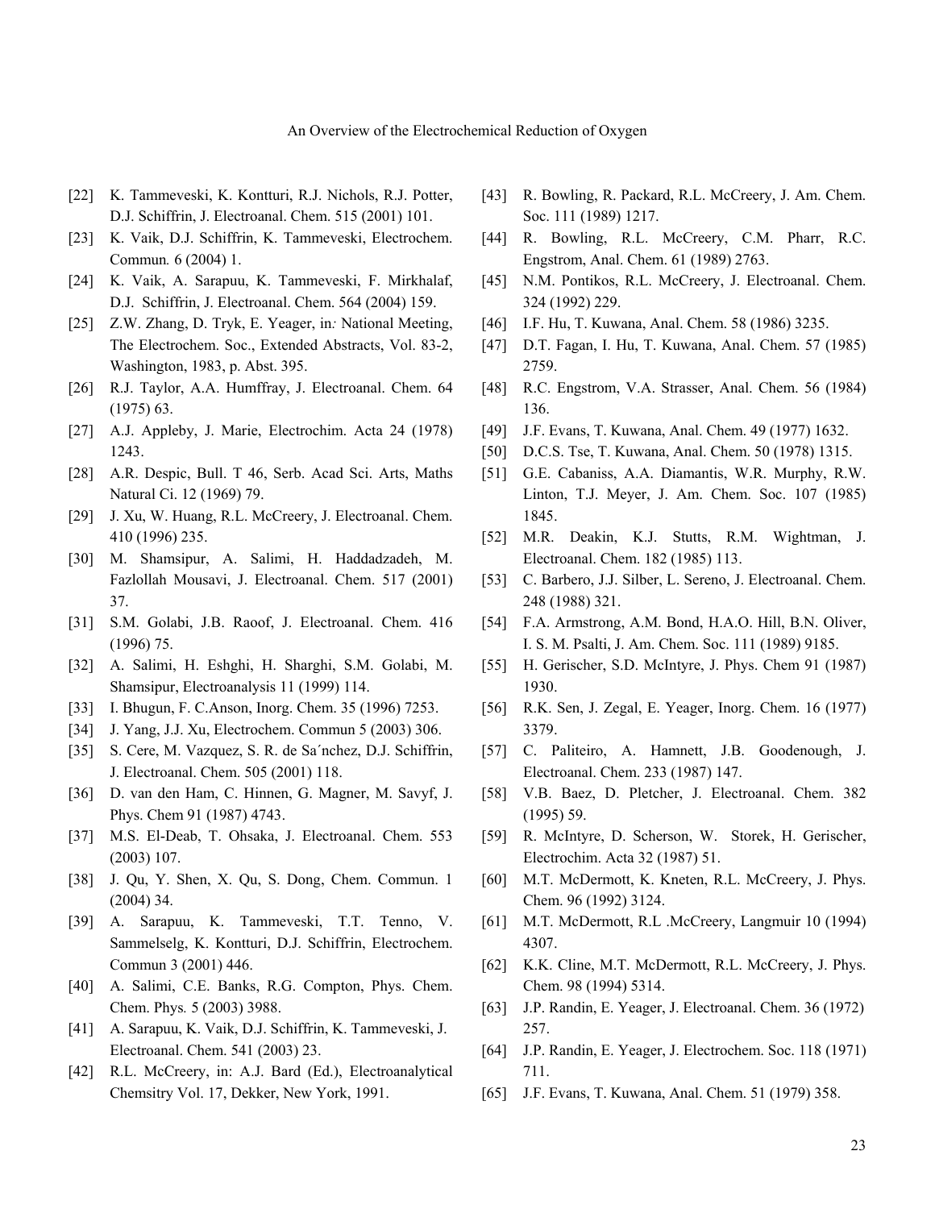[22] K. Tammeveski, K. Kontturi, R.J. Nichols, R.J. Potter, D.J. Schiffrin, J. Electroanal. Chem. 515 (2001) 101.

[23] K. Vaik, D.J. Schiffrin, K. Tammeveski, Electrochem. Commun. 6 (2004) 1.

[24] K. Vaik, A. Sarapuu, K. Tammeveski, F. Mirkhalaf, D.J. Schiffrin, J. Electroanal. Chem. 564 (2004) 159.

[25] Z.W. Zhang, D. Tryk, E. Yeager, in: National Meeting, The Electrochem. Soc., Extended Abstracts, Vol. 83-2, Washington, 1983, p. Abst. 395.

[26] R.J. Taylor, A.A. Humffray, J. Electroanal. Chem. 64 (1975) 63.

[27] A.J. Appleby, J. Marie, Electrochim. Acta 24 (1978) 1243.

[28] A.R. Despic, Bull. T 46, Serb. Acad Sci. Arts, Maths Natural Ci. 12 (1969) 79.

[29] J. Xu, W. Huang, R.L. McCreery, J. Electroanal. Chem. 410 (1996) 235.

[30] M. Shamsipur, A. Salimi, H. Haddadzadeh, M. Fazlollah Mousavi, J. Electroanal. Chem. 517 (2001) 37.

[31] S.M. Golabi, J.B. Raoof, J. Electroanal. Chem. 416 (1996) 75.

[32] A. Salimi, H. Eshghi, H. Sharghi, S.M. Golabi, M. Shamsipur, Electroanalysis 11 (1999) 114.

[33] I. Bhugun, F. C.Anson, Inorg. Chem. 35 (1996) 7253.

[34] J. Yang, J.J. Xu, Electrochem. Commun 5 (2003) 306.

[35] S. Cere, M. Vazquez, S. R. de Sa´nchez, D.J. Schiffrin, J. Electroanal. Chem. 505 (2001) 118.

[36] D. van den Ham, C. Hinnen, G. Magner, M. Savyf, J. Phys. Chem 91 (1987) 4743.

[37] M.S. El-Deab, T. Ohsaka, J. Electroanal. Chem. 553 (2003) 107.

[38] J. Qu, Y. Shen, X. Qu, S. Dong, Chem. Commun. 1 (2004) 34.

[39] A. Sarapuu, K. Tammeveski, T.T. Tenno, V. Sammelselg, K. Kontturi, D.J. Schiffrin, Electrochem. Commun 3 (2001) 446.

[40] A. Salimi, C.E. Banks, R.G. Compton, Phys. Chem. Chem. Phys. 5 (2003) 3988.

[41] A. Sarapuu, K. Vaik, D.J. Schiffrin, K. Tammeveski, J. Electroanal. Chem. 541 (2003) 23.

[42] R.L. McCreery, in: A.J. Bard (Ed.), Electroanalytical Chemsitry Vol. 17, Dekker, New York, 1991.

[43] R. Bowling, R. Packard, R.L. McCreery, J. Am. Chem. Soc. 111 (1989) 1217.

[44] R. Bowling, R.L. McCreery, C.M. Pharr, R.C. Engstrom, Anal. Chem. 61 (1989) 2763.

[45] N.M. Pontikos, R.L. McCreery, J. Electroanal. Chem. 324 (1992) 229.

[46] I.F. Hu, T. Kuwana, Anal. Chem. 58 (1986) 3235.

[47] D.T. Fagan, I. Hu, T. Kuwana, Anal. Chem. 57 (1985) 2759.

[48] R.C. Engstrom, V.A. Strasser, Anal. Chem. 56 (1984) 136.

[49] J.F. Evans, T. Kuwana, Anal. Chem. 49 (1977) 1632.

[50] D.C.S. Tse, T. Kuwana, Anal. Chem. 50 (1978) 1315.

[51] G.E. Cabaniss, A.A. Diamantis, W.R. Murphy, R.W. Linton, T.J. Meyer, J. Am. Chem. Soc. 107 (1985) 1845.

[52] M.R. Deakin, K.J. Stutts, R.M. Wightman, J. Electroanal. Chem. 182 (1985) 113.

[53] C. Barbero, J.J. Silber, L. Sereno, J. Electroanal. Chem. 248 (1988) 321.

[54] F.A. Armstrong, A.M. Bond, H.A.O. Hill, B.N. Oliver, I. S. M. Psalti, J. Am. Chem. Soc. 111 (1989) 9185.

[55] H. Gerischer, S.D. McIntyre, J. Phys. Chem 91 (1987) 1930.

[56] R.K. Sen, J. Zegal, E. Yeager, Inorg. Chem. 16 (1977) 3379.

[57] C. Paliteiro, A. Hamnett, J.B. Goodenough, J. Electroanal. Chem. 233 (1987) 147.

[58] V.B. Baez, D. Pletcher, J. Electroanal. Chem. 382 (1995) 59.

[59] R. McIntyre, D. Scherson, W. Storek, H. Gerischer, Electrochim. Acta 32 (1987) 51.

[60] M.T. McDermott, K. Kneten, R.L. McCreery, J. Phys. Chem. 96 (1992) 3124.

[61] M.T. McDermott, R.L .McCreery, Langmuir 10 (1994) 4307.

[62] K.K. Cline, M.T. McDermott, R.L. McCreery, J. Phys. Chem. 98 (1994) 5314.

[63] J.P. Randin, E. Yeager, J. Electroanal. Chem. 36 (1972) 257.

[64] J.P. Randin, E. Yeager, J. Electrochem. Soc. 118 (1971) 711.

[65] J.F. Evans, T. Kuwana, Anal. Chem. 51 (1979) 358.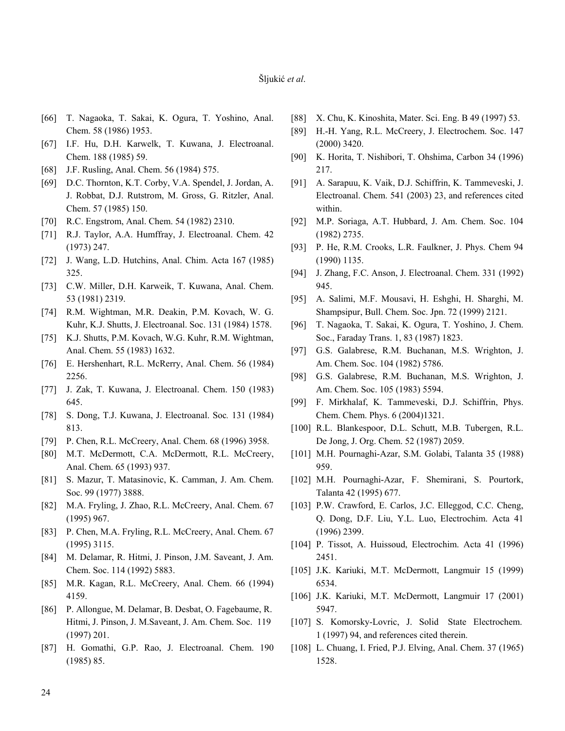[66] T. Nagaoka, T. Sakai, K. Ogura, T. Yoshino, Anal. Chem. 58 (1986) 1953.

[67] I.F. Hu, D.H. Karwelk, T. Kuwana, J. Electroanal. Chem. 188 (1985) 59.

[68] J.F. Rusling, Anal. Chem. 56 (1984) 575.

[69] D.C. Thornton, K.T. Corby, V.A. Spendel, J. Jordan, A. J. Robbat, D.J. Rutstrom, M. Gross, G. Ritzler, Anal. Chem. 57 (1985) 150.

[70] R.C. Engstrom, Anal. Chem. 54 (1982) 2310.

[71] R.J. Taylor, A.A. Humffray, J. Electroanal. Chem. 42 (1973) 247.

[72] J. Wang, L.D. Hutchins, Anal. Chim. Acta 167 (1985) 325.

[73] C.W. Miller, D.H. Karweik, T. Kuwana, Anal. Chem. 53 (1981) 2319.

[74] R.M. Wightman, M.R. Deakin, P.M. Kovach, W. G. Kuhr, K.J. Shutts, J. Electroanal. Soc. 131 (1984) 1578.

[75] K.J. Shutts, P.M. Kovach, W.G. Kuhr, R.M. Wightman, Anal. Chem. 55 (1983) 1632.

[76] E. Hershenhart, R.L. McRerry, Anal. Chem. 56 (1984) 2256.

[77] J. Zak, T. Kuwana, J. Electroanal. Chem. 150 (1983) 645.

[78] S. Dong, T.J. Kuwana, J. Electroanal. Soc. 131 (1984) 813.

[79] P. Chen, R.L. McCreery, Anal. Chem. 68 (1996) 3958.

[80] M.T. McDermott, C.A. McDermott, R.L. McCreery, Anal. Chem. 65 (1993) 937.

[81] S. Mazur, T. Matasinovic, K. Camman, J. Am. Chem. Soc. 99 (1977) 3888.

[82] M.A. Fryling, J. Zhao, R.L. McCreery, Anal. Chem. 67 (1995) 967.

[83] P. Chen, M.A. Fryling, R.L. McCreery, Anal. Chem. 67 (1995) 3115.

[84] M. Delamar, R. Hitmi, J. Pinson, J.M. Saveant, J. Am. Chem. Soc. 114 (1992) 5883.

[85] M.R. Kagan, R.L. McCreery, Anal. Chem. 66 (1994) 4159.

[86] P. Allongue, M. Delamar, B. Desbat, O. Fagebaume, R. Hitmi, J. Pinson, J. M.Saveant, J. Am. Chem. Soc. 119 (1997) 201.

[87] H. Gomathi, G.P. Rao, J. Electroanal. Chem. 190 (1985) 85.

[88] X. Chu, K. Kinoshita, Mater. Sci. Eng. B 49 (1997) 53.

[89] H.-H. Yang, R.L. McCreery, J. Electrochem. Soc. 147 (2000) 3420.

[90] K. Horita, T. Nishibori, T. Ohshima, Carbon 34 (1996) 217.

[91] A. Sarapuu, K. Vaik, D.J. Schiffrin, K. Tammeveski, J. Electroanal. Chem. 541 (2003) 23, and references cited within.

[92] M.P. Soriaga, A.T. Hubbard, J. Am. Chem. Soc. 104 (1982) 2735.

[93] P. He, R.M. Crooks, L.R. Faulkner, J. Phys. Chem 94 (1990) 1135.

[94] J. Zhang, F.C. Anson, J. Electroanal. Chem. 331 (1992) 945.

[95] A. Salimi, M.F. Mousavi, H. Eshghi, H. Sharghi, M. Shampsipur, Bull. Chem. Soc. Jpn. 72 (1999) 2121.

[96] T. Nagaoka, T. Sakai, K. Ogura, T. Yoshino, J. Chem. Soc., Faraday Trans. 1, 83 (1987) 1823.

[97] G.S. Galabrese, R.M. Buchanan, M.S. Wrighton, J. Am. Chem. Soc. 104 (1982) 5786.

[98] G.S. Galabrese, R.M. Buchanan, M.S. Wrighton, J. Am. Chem. Soc. 105 (1983) 5594.

[99] F. Mirkhalaf, K. Tammeveski, D.J. Schiffrin, Phys. Chem. Chem. Phys. 6 (2004)1321.

[100] R.L. Blankespoor, D.L. Schutt, M.B. Tubergen, R.L. De Jong, J. Org. Chem. 52 (1987) 2059.

[101] M.H. Pournaghi-Azar, S.M. Golabi, Talanta 35 (1988) 959.

[102] M.H. Pournaghi-Azar, F. Shemirani, S. Pourtork, Talanta 42 (1995) 677.

[103] P.W. Crawford, E. Carlos, J.C. Elleggod, C.C. Cheng, Q. Dong, D.F. Liu, Y.L. Luo, Electrochim. Acta 41 (1996) 2399.

[104] P. Tissot, A. Huissoud, Electrochim. Acta 41 (1996) 2451.

[105] J.K. Kariuki, M.T. McDermott, Langmuir 15 (1999) 6534.

[106] J.K. Kariuki, M.T. McDermott, Langmuir 17 (2001) 5947.

[107] S. Komorsky-Lovric, J. Solid State Electrochem. 1 (1997) 94, and references cited therein.

[108] L. Chuang, I. Fried, P.J. Elving, Anal. Chem. 37 (1965) 1528.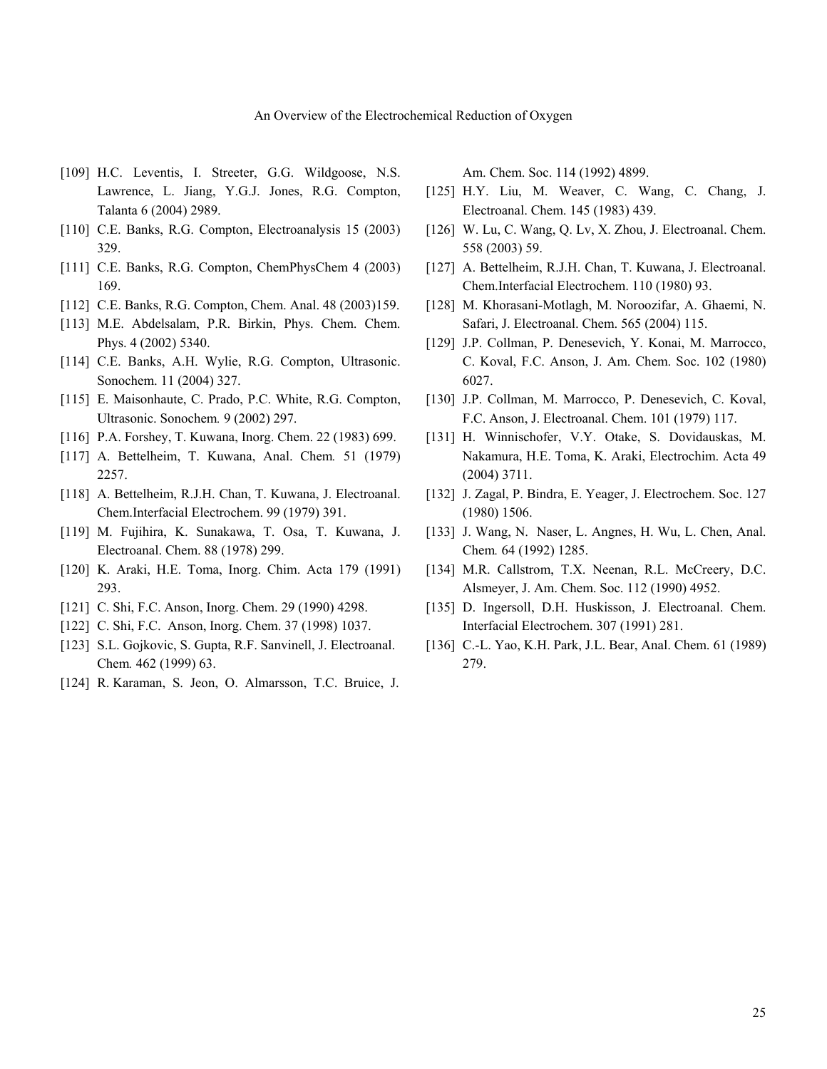[109] H.C. Leventis, I. Streeter, G.G. Wildgoose, N.S. Lawrence, L. Jiang, Y.G.J. Jones, R.G. Compton, Talanta 6 (2004) 2989.

[110] C.E. Banks, R.G. Compton, Electroanalysis 15 (2003) 329.

[111] C.E. Banks, R.G. Compton, ChemPhysChem 4 (2003) 169.

[112] C.E. Banks, R.G. Compton, Chem. Anal. 48 (2003)159.

[113] M.E. Abdelsalam, P.R. Birkin, Phys. Chem. Chem. Phys. 4 (2002) 5340.

[114] C.E. Banks, A.H. Wylie, R.G. Compton, Ultrasonic. Sonochem. 11 (2004) 327.

[115] E. Maisonhaute, C. Prado, P.C. White, R.G. Compton, Ultrasonic. Sonochem. 9 (2002) 297.

[116] P.A. Forshey, T. Kuwana, Inorg. Chem. 22 (1983) 699.

[117] A. Bettelheim, T. Kuwana, Anal. Chem. 51 (1979) 2257.

[118] A. Bettelheim, R.J.H. Chan, T. Kuwana, J. Electroanal. Chem.Interfacial Electrochem. 99 (1979) 391.

[119] M. Fujihira, K. Sunakawa, T. Osa, T. Kuwana, J. Electroanal. Chem. 88 (1978) 299.

[120] K. Araki, H.E. Toma, Inorg. Chim. Acta 179 (1991) 293.

[121] C. Shi, F.C. Anson, Inorg. Chem. 29 (1990) 4298.

[122] C. Shi, F.C. Anson, Inorg. Chem. 37 (1998) 1037.

[123] S.L. Gojkovic, S. Gupta, R.F. Sanvinell, J. Electroanal. Chem. 462 (1999) 63.

[124] R. Karaman, S. Jeon, O. Almarsson, T.C. Bruice, J. Am. Chem. Soc. 114 (1992) 4899.

[125] H.Y. Liu, M. Weaver, C. Wang, C. Chang, J. Electroanal. Chem. 145 (1983) 439.

[126] W. Lu, C. Wang, Q. Lv, X. Zhou, J. Electroanal. Chem. 558 (2003) 59.

[127] A. Bettelheim, R.J.H. Chan, T. Kuwana, J. Electroanal. Chem.Interfacial Electrochem. 110 (1980) 93.

[128] M. Khorasani-Motlagh, M. Noroozifar, A. Ghaemi, N. Safari, J. Electroanal. Chem. 565 (2004) 115.

[129] J.P. Collman, P. Denesevich, Y. Konai, M. Marrocco, C. Koval, F.C. Anson, J. Am. Chem. Soc. 102 (1980) 6027.

[130] J.P. Collman, M. Marrocco, P. Denesevich, C. Koval, F.C. Anson, J. Electroanal. Chem. 101 (1979) 117.

[131] H. Winnischofer, V.Y. Otake, S. Dovidauskas, M. Nakamura, H.E. Toma, K. Araki, Electrochim. Acta 49 (2004) 3711.

[132] J. Zagal, P. Bindra, E. Yeager, J. Electrochem. Soc. 127 (1980) 1506.

[133] J. Wang, N. Naser, L. Angnes, H. Wu, L. Chen, Anal. Chem. 64 (1992) 1285.

[134] M.R. Callstrom, T.X. Neenan, R.L. McCreery, D.C. Alsmeyer, J. Am. Chem. Soc. 112 (1990) 4952.

[135] D. Ingersoll, D.H. Huskisson, J. Electroanal. Chem. Interfacial Electrochem. 307 (1991) 281.

[136] C.-L. Yao, K.H. Park, J.L. Bear, Anal. Chem. 61 (1989) 279.